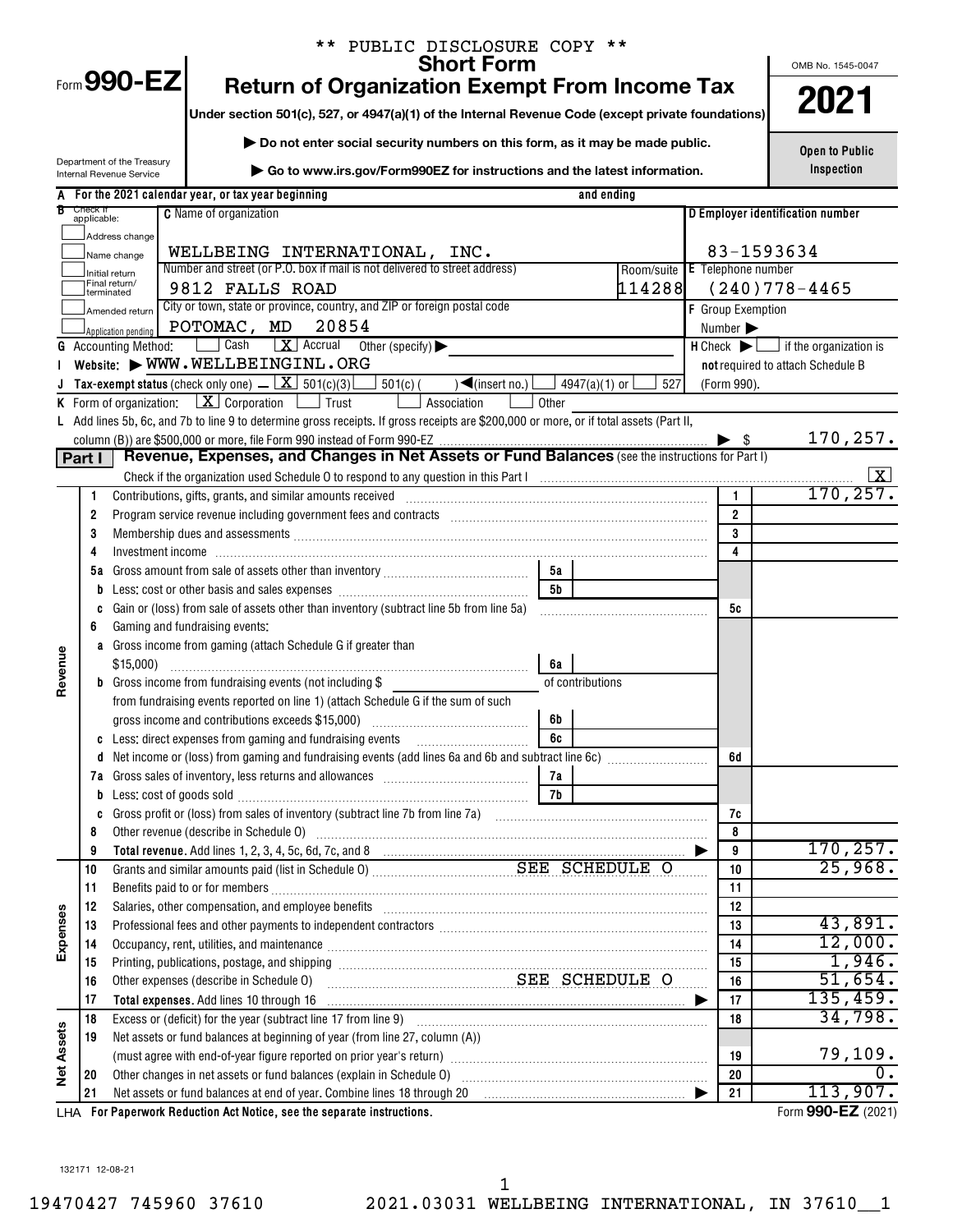** PUBLIC DISCLOSURE COPY **

# Form 990-EZ — Short Form Return of Organization Exempt From Income Tax — 2021

Under section 501(c), 527, or 4947(a)(1) of the Internal Revenue Code (except private foundations)

▶ Do not enter social security numbers on this form, as it may be made public.

▶ Go to www.irs.gov/Form990EZ for instructions and the latest information.

Department of the Treasury Internal Revenue Service

OMB No. 1545-0047

Open to Public Inspection

**A** For the 2021 calendar year, or tax year beginning and ending

**B** Check if applicable: Address change, Name change, Initial return, Final return/terminated, Amended return, Application pending

**C** Name of organization: WELLBEING INTERNATIONAL, INC.

Number and street (or P.O. box if mail is not delivered to street address): 9812 FALLS ROAD — Room/suite: 114288

City or town, state or province, country, and ZIP or foreign postal code: POTOMAC, MD 20854

**D** Employer identification number: 83-1593634

**E** Telephone number: (240)778-4465

**F** Group Exemption Number ▶

**G** Accounting Method: ☐ Cash ☒ Accrual Other (specify) ▶

**H** Check ▶ ☐ if the organization is **not** required to attach Schedule B (Form 990).

**I** Website: ▶ WWW.WELLBEINGINL.ORG

**J** Tax-exempt status (check only one) – ☒ 501(c)(3) ☐ 501(c)( ) ◀(insert no.) ☐ 4947(a)(1) or ☐ 527

**K** Form of organization: ☒ Corporation ☐ Trust ☐ Association ☐ Other

**L** Add lines 5b, 6c, and 7b to line 9 to determine gross receipts. If gross receipts are $200,000 or more, or if total assets (Part II, column (B)) are $500,000 or more, file Form 990 instead of Form 990-EZ ▶ $ 170,257.

## Part I — Revenue, Expenses, and Changes in Net Assets or Fund Balances (see the instructions for Part I)

Check if the organization used Schedule O to respond to any question in this Part I ☒

| Section | Line | Description | | | Line | Amount |
|---|---|---|---|---|---|---|
| Revenue | 1 | Contributions, gifts, grants, and similar amounts received | | | 1 | 170,257. |
| | 2 | Program service revenue including government fees and contracts | | | 2 | |
| | 3 | Membership dues and assessments | | | 3 | |
| | 4 | Investment income | | | 4 | |
| | 5a | Gross amount from sale of assets other than inventory | 5a | | | |
| | b | Less: cost or other basis and sales expenses | 5b | | | |
| | c | Gain or (loss) from sale of assets other than inventory (subtract line 5b from line 5a) | | | 5c | |
| | 6 | Gaming and fundraising events: | | | | |
| | a | Gross income from gaming (attach Schedule G if greater than $15,000) | 6a | | | |
| | b | Gross income from fundraising events (not including $ ______ of contributions from fundraising events reported on line 1) (attach Schedule G if the sum of such gross income and contributions exceeds $15,000) | 6b | | | |
| | c | Less: direct expenses from gaming and fundraising events | 6c | | | |
| | d | Net income or (loss) from gaming and fundraising events (add lines 6a and 6b and subtract line 6c) | | | 6d | |
| | 7a | Gross sales of inventory, less returns and allowances | 7a | | | |
| | b | Less: cost of goods sold | 7b | | | |
| | c | Gross profit or (loss) from sales of inventory (subtract line 7b from line 7a) | | | 7c | |
| | 8 | Other revenue (describe in Schedule O) | | | 8 | |
| | 9 | **Total revenue.** Add lines 1, 2, 3, 4, 5c, 6d, 7c, and 8 ▶ | | | 9 | 170,257. |
| Expenses | 10 | Grants and similar amounts paid (list in Schedule O) SEE SCHEDULE O | | | 10 | 25,968. |
| | 11 | Benefits paid to or for members | | | 11 | |
| | 12 | Salaries, other compensation, and employee benefits | | | 12 | |
| | 13 | Professional fees and other payments to independent contractors | | | 13 | 43,891. |
| | 14 | Occupancy, rent, utilities, and maintenance | | | 14 | 12,000. |
| | 15 | Printing, publications, postage, and shipping | | | 15 | 1,946. |
| | 16 | Other expenses (describe in Schedule O) SEE SCHEDULE O | | | 16 | 51,654. |
| | 17 | **Total expenses.** Add lines 10 through 16 ▶ | | | 17 | 135,459. |
| Net Assets | 18 | Excess or (deficit) for the year (subtract line 17 from line 9) | | | 18 | 34,798. |
| | 19 | Net assets or fund balances at beginning of year (from line 27, column (A)) (must agree with end-of-year figure reported on prior year's return) | | | 19 | 79,109. |
| | 20 | Other changes in net assets or fund balances (explain in Schedule O) | | | 20 | 0. |
| | 21 | Net assets or fund balances at end of year. Combine lines 18 through 20 ▶ | | | 21 | 113,907. |

LHA For Paperwork Reduction Act Notice, see the separate instructions. Form **990-EZ** (2021)

132171 12-08-21

19470427 745960 37610 2021.03031 WELLBEING INTERNATIONAL, IN 37610__1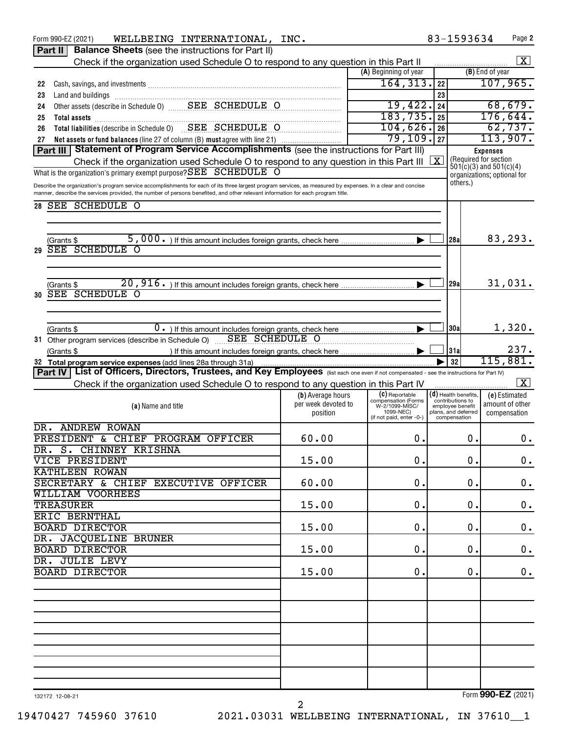Form 990-EZ (2021) WELLBEING INTERNATIONAL, INC. 83-1593634 Page **2**

**Part II** **Balance Sheets** (see the instructions for Part II)

Check if the organization used Schedule O to respond to any question in this Part II ☒

| | | (A) Beginning of year | | (B) End of year |
|---|---|---|---|---|
| 22 | Cash, savings, and investments | 164,313. | 22 | 107,965. |
| 23 | Land and buildings | | 23 | |
| 24 | Other assets (describe in Schedule O) SEE SCHEDULE O | 19,422. | 24 | 68,679. |
| 25 | **Total assets** | 183,735. | 25 | 176,644. |
| 26 | **Total liabilities** (describe in Schedule O) SEE SCHEDULE O | 104,626. | 26 | 62,737. |
| 27 | **Net assets or fund balances** (line 27 of column (B) **must** agree with line 21) | 79,109. | 27 | 113,907. |

**Part III** **Statement of Program Service Accomplishments** (see the instructions for Part III)

Check if the organization used Schedule O to respond to any question in this Part III ☒

What is the organization's primary exempt purpose? SEE SCHEDULE O

Describe the organization's program service accomplishments for each of its three largest program services, as measured by expenses. In a clear and concise manner, describe the services provided, the number of persons benefited, and other relevant information for each program title.

**Expenses** (Required for section 501(c)(3) and 501(c)(4) organizations; optional for others.)

| | | | |
|---|---|---|---|
| 28 | SEE SCHEDULE O (Grants $ 5,000. ) If this amount includes foreign grants, check here ☐ | 28a | 83,293. |
| 29 | SEE SCHEDULE O (Grants $ 20,916. ) If this amount includes foreign grants, check here ☐ | 29a | 31,031. |
| 30 | SEE SCHEDULE O (Grants $ 0. ) If this amount includes foreign grants, check here ☐ | 30a | 1,320. |
| 31 | Other program services (describe in Schedule O) SEE SCHEDULE O (Grants $ ) If this amount includes foreign grants, check here ☐ | 31a | 237. |
| 32 | **Total program service expenses** (add lines 28a through 31a) | 32 | 115,881. |

**Part IV** **List of Officers, Directors, Trustees, and Key Employees** (list each one even if not compensated - see the instructions for Part IV)

Check if the organization used Schedule O to respond to any question in this Part IV ☒

| (a) Name and title | (b) Average hours per week devoted to position | (c) Reportable compensation (Forms W-2/1099-MISC/ 1099-NEC) (if not paid, enter -0-) | (d) Health benefits, contributions to employee benefit plans, and deferred compensation | (e) Estimated amount of other compensation |
|---|---|---|---|---|
| DR. ANDREW ROWAN<br>PRESIDENT & CHIEF PROGRAM OFFICER | 60.00 | 0. | 0. | 0. |
| DR. S. CHINNEY KRISHNA<br>VICE PRESIDENT | 15.00 | 0. | 0. | 0. |
| KATHLEEN ROWAN<br>SECRETARY & CHIEF EXECUTIVE OFFICER | 60.00 | 0. | 0. | 0. |
| WILLIAM VOORHEES<br>TREASURER | 15.00 | 0. | 0. | 0. |
| ERIC BERNTHAL<br>BOARD DIRECTOR | 15.00 | 0. | 0. | 0. |
| DR. JACQUELINE BRUNER<br>BOARD DIRECTOR | 15.00 | 0. | 0. | 0. |
| DR. JULIE LEVY<br>BOARD DIRECTOR | 15.00 | 0. | 0. | 0. |

132172 12-08-21

Form **990-EZ** (2021)

19470427 745960 37610 2021.03031 WELLBEING INTERNATIONAL, IN 37610__1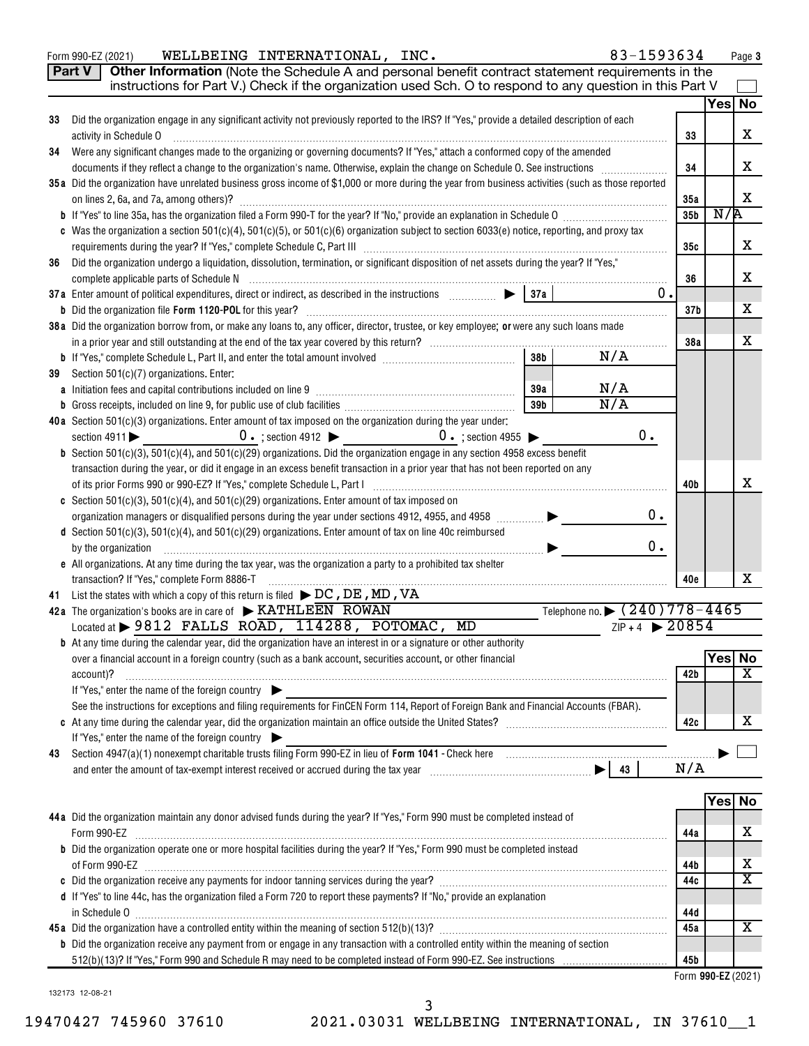Form 990-EZ (2021) WELLBEING INTERNATIONAL, INC. 83-1593634 Page 3

**Part V** **Other Information** (Note the Schedule A and personal benefit contract statement requirements in the instructions for Part V.) Check if the organization used Sch. O to respond to any question in this Part V ☐

| | | | Yes | No |
|---|---|---|---|---|
| 33 | Did the organization engage in any significant activity not previously reported to the IRS? If "Yes," provide a detailed description of each activity in Schedule O | 33 | | X |
| 34 | Were any significant changes made to the organizing or governing documents? If "Yes," attach a conformed copy of the amended documents if they reflect a change to the organization's name. Otherwise, explain the change on Schedule O. See instructions | 34 | | X |
| 35a | Did the organization have unrelated business gross income of $1,000 or more during the year from business activities (such as those reported on lines 2, 6a, and 7a, among others)? | 35a | | X |
| b | If "Yes" to line 35a, has the organization filed a Form 990-T for the year? If "No," provide an explanation in Schedule O | 35b | N/A | |
| c | Was the organization a section 501(c)(4), 501(c)(5), or 501(c)(6) organization subject to section 6033(e) notice, reporting, and proxy tax requirements during the year? If "Yes," complete Schedule C, Part III | 35c | | X |
| 36 | Did the organization undergo a liquidation, dissolution, termination, or significant disposition of net assets during the year? If "Yes," complete applicable parts of Schedule N | 36 | | X |
| 37a | Enter amount of political expenditures, direct or indirect, as described in the instructions ▶ 37a 0. | | | |
| b | Did the organization file **Form 1120-POL** for this year? | 37b | | X |
| 38a | Did the organization borrow from, or make any loans to, any officer, director, trustee, or key employee; **or** were any such loans made in a prior year and still outstanding at the end of the tax year covered by this return? | 38a | | X |
| b | If "Yes," complete Schedule L, Part II, and enter the total amount involved 38b N/A | | | |
| 39 | Section 501(c)(7) organizations. Enter: | | | |
| a | Initiation fees and capital contributions included on line 9 39a N/A | | | |
| b | Gross receipts, included on line 9, for public use of club facilities 39b N/A | | | |
| 40a | Section 501(c)(3) organizations. Enter amount of tax imposed on the organization during the year under: section 4911 ▶ 0. ; section 4912 ▶ 0. ; section 4955 ▶ 0. | | | |
| b | Section 501(c)(3), 501(c)(4), and 501(c)(29) organizations. Did the organization engage in any section 4958 excess benefit transaction during the year, or did it engage in an excess benefit transaction in a prior year that has not been reported on any of its prior Forms 990 or 990-EZ? If "Yes," complete Schedule L, Part I | 40b | | X |
| c | Section 501(c)(3), 501(c)(4), and 501(c)(29) organizations. Enter amount of tax imposed on organization managers or disqualified persons during the year under sections 4912, 4955, and 4958 ▶ 0. | | | |
| d | Section 501(c)(3), 501(c)(4), and 501(c)(29) organizations. Enter amount of tax on line 40c reimbursed by the organization ▶ 0. | | | |
| e | All organizations. At any time during the tax year, was the organization a party to a prohibited tax shelter transaction? If "Yes," complete Form 8886-T | 40e | | X |

41 List the states with which a copy of this return is filed ▶ DC, DE, MD, VA

42a The organization's books are in care of ▶ KATHLEEN ROWAN Telephone no. ▶ (240)778-4465

Located at ▶ 9812 FALLS ROAD, 114288, POTOMAC, MD ZIP + 4 ▶ 20854

| | | | Yes | No |
|---|---|---|---|---|
| b | At any time during the calendar year, did the organization have an interest in or a signature or other authority over a financial account in a foreign country (such as a bank account, securities account, or other financial account)? | 42b | | X |
| | If "Yes," enter the name of the foreign country ▶ | | | |
| | See the instructions for exceptions and filing requirements for FinCEN Form 114, Report of Foreign Bank and Financial Accounts (FBAR). | | | |
| c | At any time during the calendar year, did the organization maintain an office outside the United States? | 42c | | X |
| | If "Yes," enter the name of the foreign country ▶ | | | |

43 Section 4947(a)(1) nonexempt charitable trusts filing Form 990-EZ in lieu of **Form 1041** - Check here ▶ ☐ and enter the amount of tax-exempt interest received or accrued during the tax year ▶ 43 N/A

| | | | Yes | No |
|---|---|---|---|---|
| 44a | Did the organization maintain any donor advised funds during the year? If "Yes," Form 990 must be completed instead of Form 990-EZ | 44a | | X |
| b | Did the organization operate one or more hospital facilities during the year? If "Yes," Form 990 must be completed instead of Form 990-EZ | 44b | | X |
| c | Did the organization receive any payments for indoor tanning services during the year? | 44c | | X |
| d | If "Yes" to line 44c, has the organization filed a Form 720 to report these payments? If "No," provide an explanation in Schedule O | 44d | | |
| 45a | Did the organization have a controlled entity within the meaning of section 512(b)(13)? | 45a | | X |
| b | Did the organization receive any payment from or engage in any transaction with a controlled entity within the meaning of section 512(b)(13)? If "Yes," Form 990 and Schedule R may need to be completed instead of Form 990-EZ. See instructions | 45b | | |

Form **990-EZ** (2021)

132173 12-08-21

19470427 745960 37610 2021.03031 WELLBEING INTERNATIONAL, IN 37610__1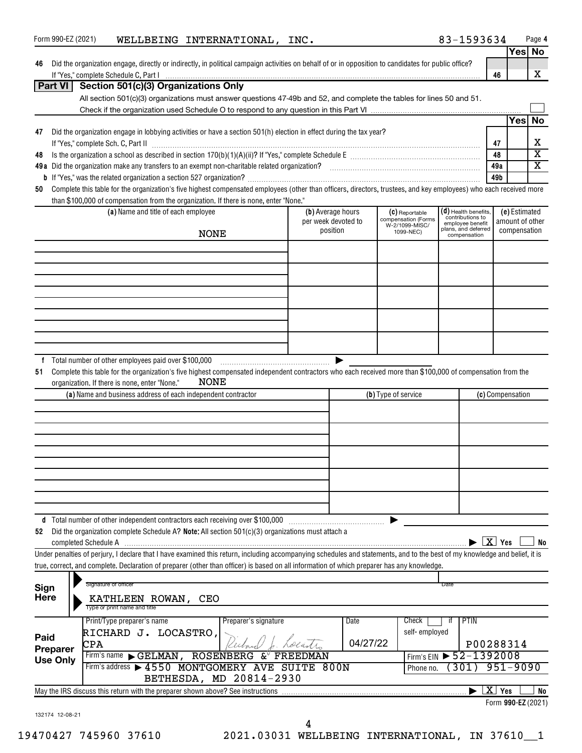Form 990-EZ (2021) WELLBEING INTERNATIONAL, INC. 83-1593634 Page **4**

| | | | Yes | No |
|---|---|---|---|---|
| **46** | Did the organization engage, directly or indirectly, in political campaign activities on behalf of or in opposition to candidates for public office? If "Yes," complete Schedule C, Part I | 46 | | X |

## Part VI Section 501(c)(3) Organizations Only

All section 501(c)(3) organizations must answer questions 47-49b and 52, and complete the tables for lines 50 and 51.

Check if the organization used Schedule O to respond to any question in this Part VI ☐

| | | | Yes | No |
|---|---|---|---|---|
| **47** | Did the organization engage in lobbying activities or have a section 501(h) election in effect during the tax year? If "Yes," complete Sch. C, Part II | 47 | | X |
| **48** | Is the organization a school as described in section 170(b)(1)(A)(ii)? If "Yes," complete Schedule E | 48 | | X |
| **49a** | Did the organization make any transfers to an exempt non-charitable related organization? | 49a | | X |
| **b** | If "Yes," was the related organization a section 527 organization? | 49b | | |

**50** Complete this table for the organization's five highest compensated employees (other than officers, directors, trustees, and key employees) who each received more than $100,000 of compensation from the organization. If there is none, enter "None."

| (a) Name and title of each employee | (b) Average hours per week devoted to position | (c) Reportable compensation (Forms W-2/1099-MISC/ 1099-NEC) | (d) Health benefits, contributions to employee benefit plans, and deferred compensation | (e) Estimated amount of other compensation |
|---|---|---|---|---|
| NONE | | | | |

**f** Total number of other employees paid over $100,000 ▶

**51** Complete this table for the organization's five highest compensated independent contractors who each received more than $100,000 of compensation from the organization. If there is none, enter "None." NONE

| (a) Name and business address of each independent contractor | (b) Type of service | (c) Compensation |
|---|---|---|
| | | |

**d** Total number of other independent contractors each receiving over $100,000 ▶

**52** Did the organization complete Schedule A? **Note:** All section 501(c)(3) organizations must attach a completed Schedule A ▶ ☒ Yes ☐ No

Under penalties of perjury, I declare that I have examined this return, including accompanying schedules and statements, and to the best of my knowledge and belief, it is true, correct, and complete. Declaration of preparer (other than officer) is based on all information of which preparer has any knowledge.

**Sign Here**

Signature of officer — Date

KATHLEEN ROWAN, CEO
Type or print name and title

**Paid Preparer Use Only**

| Print/Type preparer's name | Preparer's signature | Date | Check ☐ if self-employed | PTIN |
|---|---|---|---|---|
| RICHARD J. LOCASTRO, CPA | Richard J. Locastro | 04/27/22 | | P00288314 |

Firm's name ▶ GELMAN, ROSENBERG & FREEDMAN — Firm's EIN ▶ 52-1392008

Firm's address ▶ 4550 MONTGOMERY AVE SUITE 800N, BETHESDA, MD 20814-2930 — Phone no. (301) 951-9090

May the IRS discuss this return with the preparer shown above? See instructions ▶ ☒ Yes ☐ No

Form **990-EZ** (2021)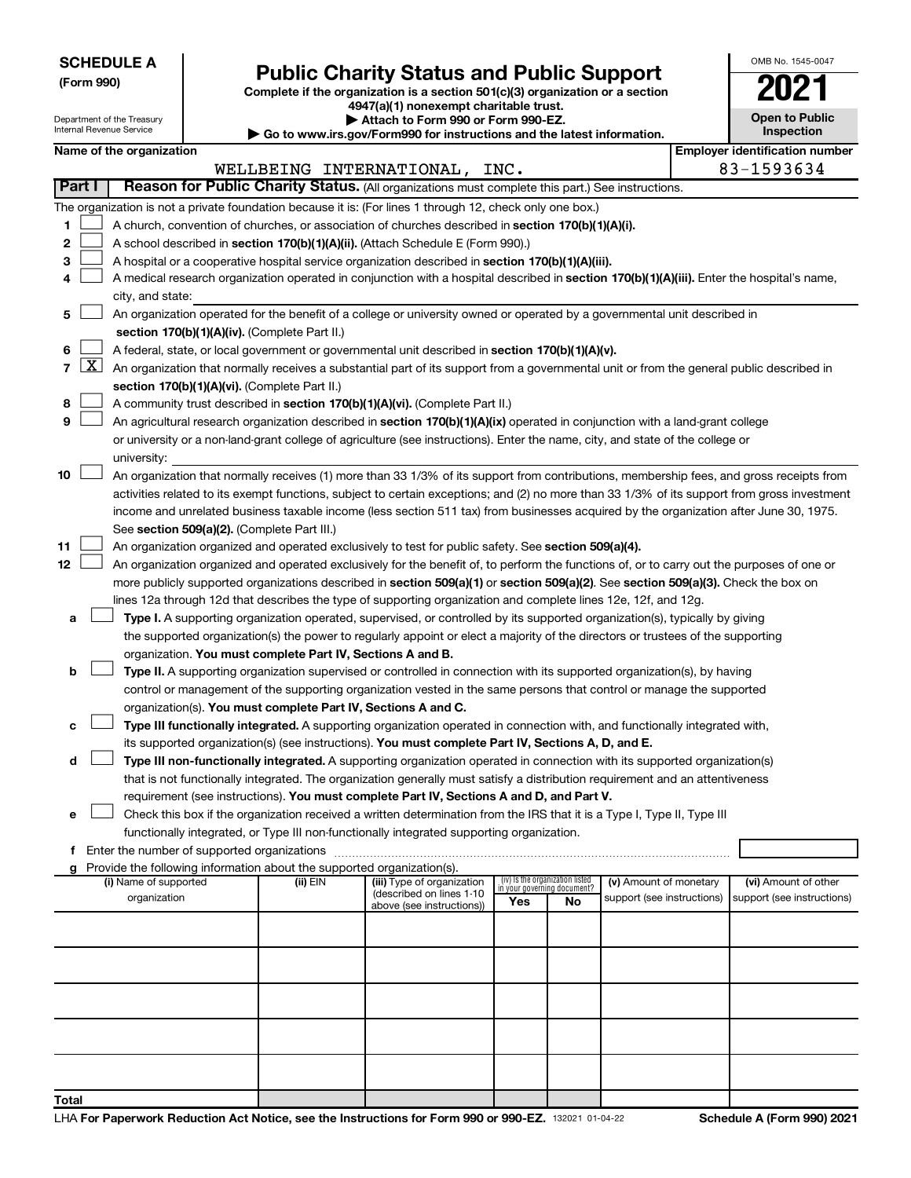**SCHEDULE A**
**(Form 990)**

Department of the Treasury
Internal Revenue Service

# Public Charity Status and Public Support

**Complete if the organization is a section 501(c)(3) organization or a section 4947(a)(1) nonexempt charitable trust.**
**▶ Attach to Form 990 or Form 990-EZ.**
**▶ Go to www.irs.gov/Form990 for instructions and the latest information.**

OMB No. 1545-0047

**2021**

**Open to Public Inspection**

**Name of the organization:** WELLBEING INTERNATIONAL, INC.

**Employer identification number:** 83-1593634

## Part I — Reason for Public Charity Status. (All organizations must complete this part.) See instructions.

The organization is not a private foundation because it is: (For lines 1 through 12, check only one box.)

1. ☐ A church, convention of churches, or association of churches described in **section 170(b)(1)(A)(i).**
2. ☐ A school described in **section 170(b)(1)(A)(ii).** (Attach Schedule E (Form 990).)
3. ☐ A hospital or a cooperative hospital service organization described in **section 170(b)(1)(A)(iii).**
4. ☐ A medical research organization operated in conjunction with a hospital described in **section 170(b)(1)(A)(iii).** Enter the hospital's name, city, and state: ____
5. ☐ An organization operated for the benefit of a college or university owned or operated by a governmental unit described in **section 170(b)(1)(A)(iv).** (Complete Part II.)
6. ☐ A federal, state, or local government or governmental unit described in **section 170(b)(1)(A)(v).**
7. ☒ An organization that normally receives a substantial part of its support from a governmental unit or from the general public described in **section 170(b)(1)(A)(vi).** (Complete Part II.)
8. ☐ A community trust described in **section 170(b)(1)(A)(vi).** (Complete Part II.)
9. ☐ An agricultural research organization described in **section 170(b)(1)(A)(ix)** operated in conjunction with a land-grant college or university or a non-land-grant college of agriculture (see instructions). Enter the name, city, and state of the college or university: ____
10. ☐ An organization that normally receives (1) more than 33 1/3% of its support from contributions, membership fees, and gross receipts from activities related to its exempt functions, subject to certain exceptions; and (2) no more than 33 1/3% of its support from gross investment income and unrelated business taxable income (less section 511 tax) from businesses acquired by the organization after June 30, 1975. See **section 509(a)(2).** (Complete Part III.)
11. ☐ An organization organized and operated exclusively to test for public safety. See **section 509(a)(4).**
12. ☐ An organization organized and operated exclusively for the benefit of, to perform the functions of, or to carry out the purposes of one or more publicly supported organizations described in **section 509(a)(1)** or **section 509(a)(2).** See **section 509(a)(3).** Check the box on lines 12a through 12d that describes the type of supporting organization and complete lines 12e, 12f, and 12g.
   - **a** ☐ **Type I.** A supporting organization operated, supervised, or controlled by its supported organization(s), typically by giving the supported organization(s) the power to regularly appoint or elect a majority of the directors or trustees of the supporting organization. **You must complete Part IV, Sections A and B.**
   - **b** ☐ **Type II.** A supporting organization supervised or controlled in connection with its supported organization(s), by having control or management of the supporting organization vested in the same persons that control or manage the supported organization(s). **You must complete Part IV, Sections A and C.**
   - **c** ☐ **Type III functionally integrated.** A supporting organization operated in connection with, and functionally integrated with, its supported organization(s) (see instructions). **You must complete Part IV, Sections A, D, and E.**
   - **d** ☐ **Type III non-functionally integrated.** A supporting organization operated in connection with its supported organization(s) that is not functionally integrated. The organization generally must satisfy a distribution requirement and an attentiveness requirement (see instructions). **You must complete Part IV, Sections A and D, and Part V.**
   - **e** ☐ Check this box if the organization received a written determination from the IRS that it is a Type I, Type II, Type III functionally integrated, or Type III non-functionally integrated supporting organization.
   - **f** Enter the number of supported organizations ____
   - **g** Provide the following information about the supported organization(s).

| (i) Name of supported organization | (ii) EIN | (iii) Type of organization (described on lines 1-10 above (see instructions)) | (iv) Is the organization listed in your governing document? Yes | No | (v) Amount of monetary support (see instructions) | (vi) Amount of other support (see instructions) |
|---|---|---|---|---|---|---|
| | | | | | | |
| | | | | | | |
| | | | | | | |
| | | | | | | |
| | | | | | | |
| **Total** | | | | | | |

LHA **For Paperwork Reduction Act Notice, see the Instructions for Form 990 or 990-EZ.** 132021 01-04-22 **Schedule A (Form 990) 2021**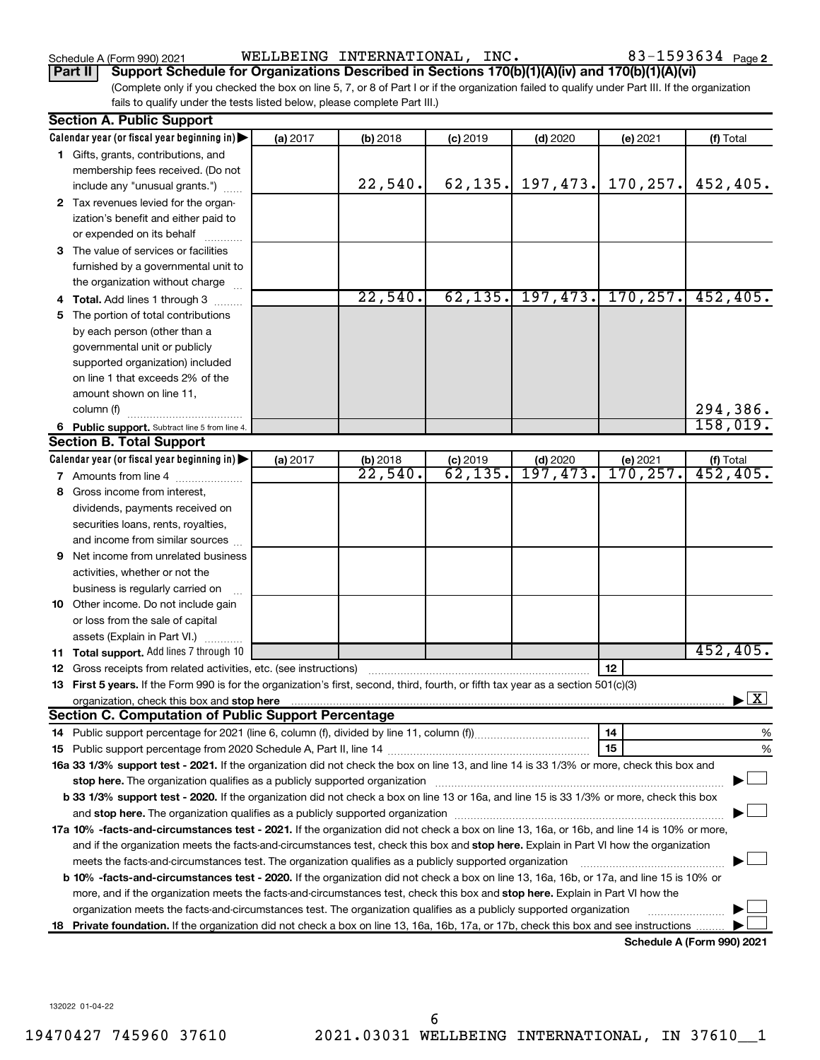Schedule A (Form 990) 2021 WELLBEING INTERNATIONAL, INC. 83-1593634

**Part II Support Schedule for Organizations Described in Sections 170(b)(1)(A)(iv) and 170(b)(1)(A)(vi)**

(Complete only if you checked the box on line 5, 7, or 8 of Part I or if the organization failed to qualify under Part III. If the organization fails to qualify under the tests listed below, please complete Part III.)

### Section A. Public Support

| Calendar year (or fiscal year beginning in) | (a) 2017 | (b) 2018 | (c) 2019 | (d) 2020 | (e) 2021 | (f) Total |
|---|---|---|---|---|---|---|
| **1** Gifts, grants, contributions, and membership fees received. (Do not include any "unusual grants.") | | 22,540. | 62,135. | 197,473. | 170,257. | 452,405. |
| **2** Tax revenues levied for the organization's benefit and either paid to or expended on its behalf | | | | | | |
| **3** The value of services or facilities furnished by a governmental unit to the organization without charge | | | | | | |
| **4 Total.** Add lines 1 through 3 | | 22,540. | 62,135. | 197,473. | 170,257. | 452,405. |
| **5** The portion of total contributions by each person (other than a governmental unit or publicly supported organization) included on line 1 that exceeds 2% of the amount shown on line 11, column (f) | | | | | | 294,386. |
| **6 Public support.** Subtract line 5 from line 4. | | | | | | 158,019. |

### Section B. Total Support

| Calendar year (or fiscal year beginning in) | (a) 2017 | (b) 2018 | (c) 2019 | (d) 2020 | (e) 2021 | (f) Total |
|---|---|---|---|---|---|---|
| **7** Amounts from line 4 | | 22,540. | 62,135. | 197,473. | 170,257. | 452,405. |
| **8** Gross income from interest, dividends, payments received on securities loans, rents, royalties, and income from similar sources | | | | | | |
| **9** Net income from unrelated business activities, whether or not the business is regularly carried on | | | | | | |
| **10** Other income. Do not include gain or loss from the sale of capital assets (Explain in Part VI.) | | | | | | |
| **11 Total support.** Add lines 7 through 10 | | | | | | 452,405. |

**12** Gross receipts from related activities, etc. (see instructions) | **12** |

**13 First 5 years.** If the Form 990 is for the organization's first, second, third, fourth, or fifth tax year as a section 501(c)(3) organization, check this box and **stop here** ▶ [X]

### Section C. Computation of Public Support Percentage

**14** Public support percentage for 2021 (line 6, column (f), divided by line 11, column (f)) | **14** | %

**15** Public support percentage from 2020 Schedule A, Part II, line 14 | **15** | %

**16a 33 1/3% support test - 2021.** If the organization did not check the box on line 13, and line 14 is 33 1/3% or more, check this box and **stop here.** The organization qualifies as a publicly supported organization ▶ [ ]

**b 33 1/3% support test - 2020.** If the organization did not check a box on line 13 or 16a, and line 15 is 33 1/3% or more, check this box and **stop here.** The organization qualifies as a publicly supported organization ▶ [ ]

**17a 10% -facts-and-circumstances test - 2021.** If the organization did not check a box on line 13, 16a, or 16b, and line 14 is 10% or more, and if the organization meets the facts-and-circumstances test, check this box and **stop here.** Explain in Part VI how the organization meets the facts-and-circumstances test. The organization qualifies as a publicly supported organization ▶ [ ]

**b 10% -facts-and-circumstances test - 2020.** If the organization did not check a box on line 13, 16a, 16b, or 17a, and line 15 is 10% or more, and if the organization meets the facts-and-circumstances test, check this box and **stop here.** Explain in Part VI how the organization meets the facts-and-circumstances test. The organization qualifies as a publicly supported organization ▶ [ ]

**18 Private foundation.** If the organization did not check a box on line 13, 16a, 16b, 17a, or 17b, check this box and see instructions ▶ [ ]

**Schedule A (Form 990) 2021**

132022 01-04-22

19470427 745960 37610 2021.03031 WELLBEING INTERNATIONAL, IN 37610__1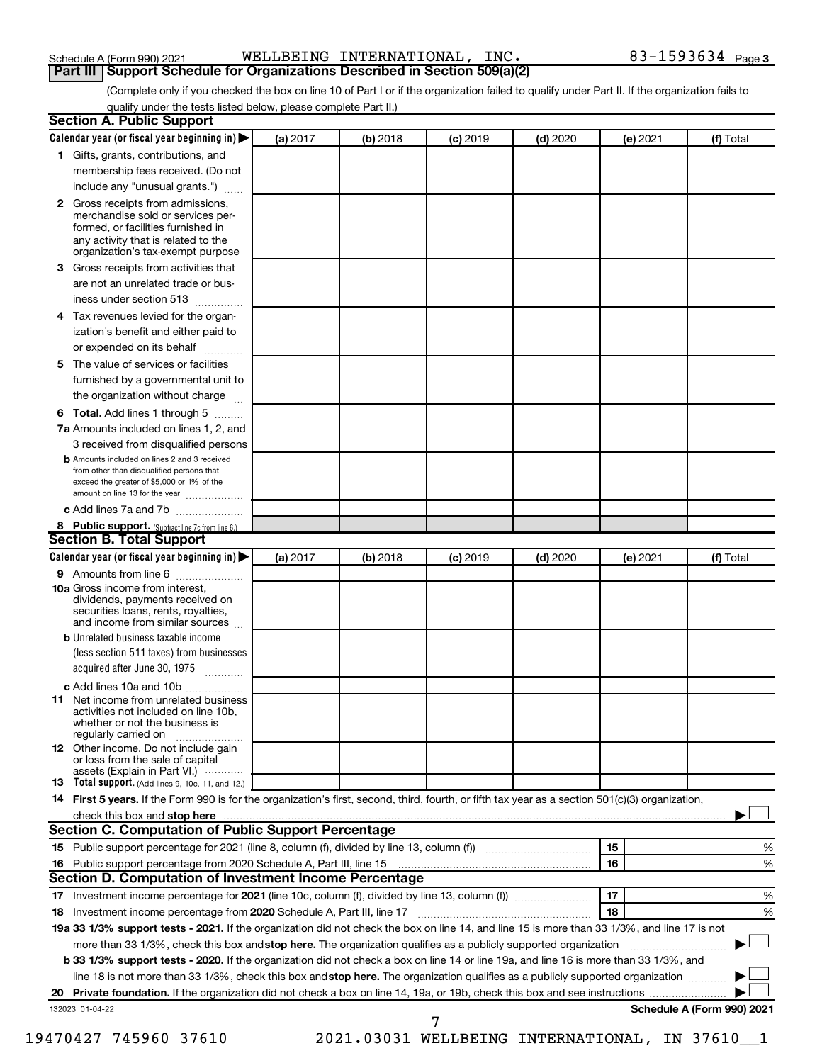Schedule A (Form 990) 2021 WELLBEING INTERNATIONAL, INC. 83-1593634 Page 3

## Part III Support Schedule for Organizations Described in Section 509(a)(2)

(Complete only if you checked the box on line 10 of Part I or if the organization failed to qualify under Part II. If the organization fails to qualify under the tests listed below, please complete Part II.)

### Section A. Public Support

| Calendar year (or fiscal year beginning in) ▶ | (a) 2017 | (b) 2018 | (c) 2019 | (d) 2020 | (e) 2021 | (f) Total |
|---|---|---|---|---|---|---|
| **1** Gifts, grants, contributions, and membership fees received. (Do not include any "unusual grants.") | | | | | | |
| **2** Gross receipts from admissions, merchandise sold or services performed, or facilities furnished in any activity that is related to the organization's tax-exempt purpose | | | | | | |
| **3** Gross receipts from activities that are not an unrelated trade or business under section 513 | | | | | | |
| **4** Tax revenues levied for the organization's benefit and either paid to or expended on its behalf | | | | | | |
| **5** The value of services or facilities furnished by a governmental unit to the organization without charge | | | | | | |
| **6 Total.** Add lines 1 through 5 | | | | | | |
| **7a** Amounts included on lines 1, 2, and 3 received from disqualified persons | | | | | | |
| **b** Amounts included on lines 2 and 3 received from other than disqualified persons that exceed the greater of $5,000 or 1% of the amount on line 13 for the year | | | | | | |
| **c** Add lines 7a and 7b | | | | | | |
| **8 Public support.** (Subtract line 7c from line 6.) | | | | | | |

### Section B. Total Support

| Calendar year (or fiscal year beginning in) ▶ | (a) 2017 | (b) 2018 | (c) 2019 | (d) 2020 | (e) 2021 | (f) Total |
|---|---|---|---|---|---|---|
| **9** Amounts from line 6 | | | | | | |
| **10a** Gross income from interest, dividends, payments received on securities loans, rents, royalties, and income from similar sources | | | | | | |
| **b** Unrelated business taxable income (less section 511 taxes) from businesses acquired after June 30, 1975 | | | | | | |
| **c** Add lines 10a and 10b | | | | | | |
| **11** Net income from unrelated business activities not included on line 10b, whether or not the business is regularly carried on | | | | | | |
| **12** Other income. Do not include gain or loss from the sale of capital assets (Explain in Part VI.) | | | | | | |
| **13 Total support.** (Add lines 9, 10c, 11, and 12.) | | | | | | |

**14 First 5 years.** If the Form 990 is for the organization's first, second, third, fourth, or fifth tax year as a section 501(c)(3) organization, check this box and **stop here** ▶ ☐

### Section C. Computation of Public Support Percentage

| | | | |
|---|---|---|---|
| **15** Public support percentage for 2021 (line 8, column (f), divided by line 13, column (f)) | 15 | | % |
| **16** Public support percentage from 2020 Schedule A, Part III, line 15 | 16 | | % |

### Section D. Computation of Investment Income Percentage

| | | | |
|---|---|---|---|
| **17** Investment income percentage for **2021** (line 10c, column (f), divided by line 13, column (f)) | 17 | | % |
| **18** Investment income percentage from **2020** Schedule A, Part III, line 17 | 18 | | % |

**19a 33 1/3% support tests - 2021.** If the organization did not check the box on line 14, and line 15 is more than 33 1/3%, and line 17 is not more than 33 1/3%, check this box and **stop here.** The organization qualifies as a publicly supported organization ▶ ☐

**b 33 1/3% support tests - 2020.** If the organization did not check a box on line 14 or line 19a, and line 16 is more than 33 1/3%, and line 18 is not more than 33 1/3%, check this box and **stop here.** The organization qualifies as a publicly supported organization ▶ ☐

**20 Private foundation.** If the organization did not check a box on line 14, 19a, or 19b, check this box and see instructions ▶ ☐

132023 01-04-22 **Schedule A (Form 990) 2021**

19470427 745960 37610 2021.03031 WELLBEING INTERNATIONAL, IN 37610__1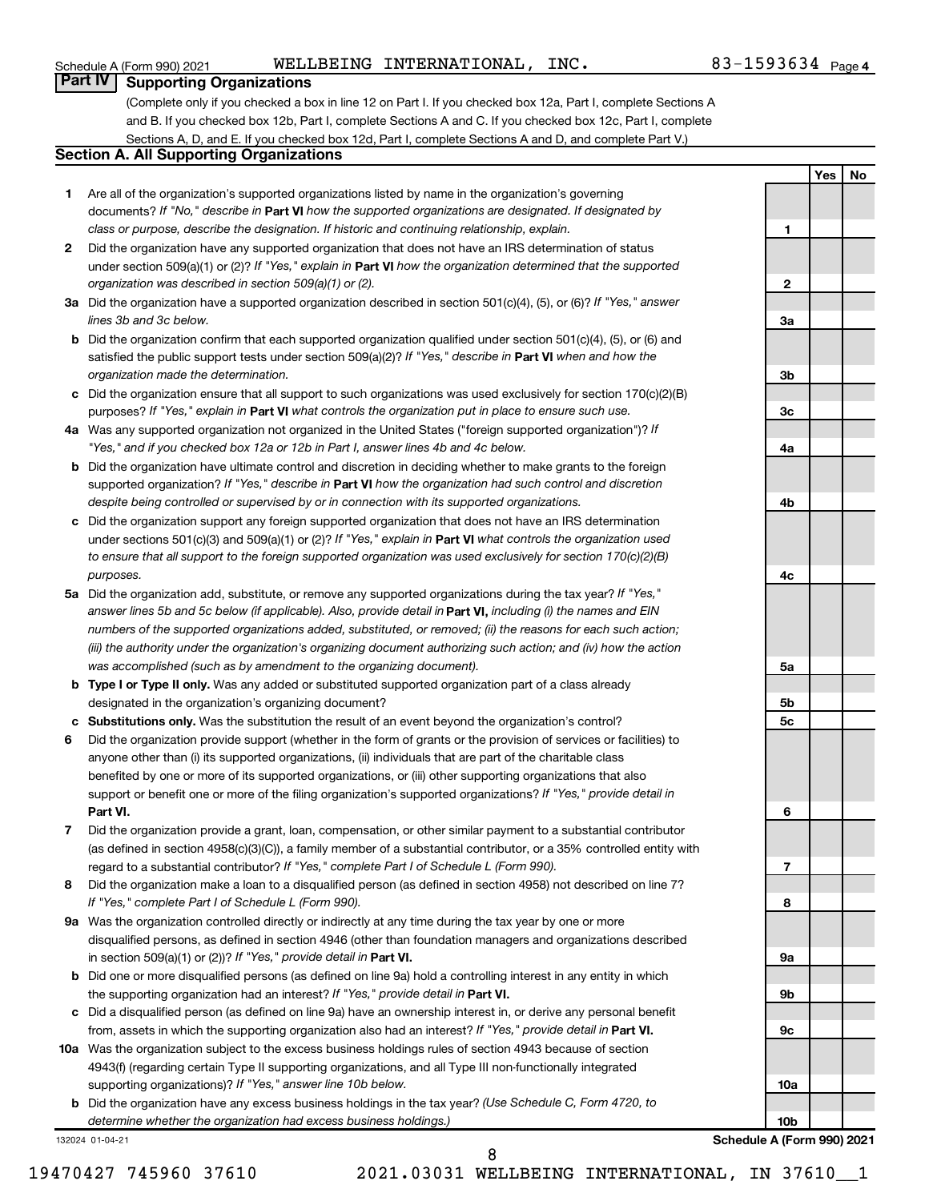Schedule A (Form 990) 2021 WELLBEING INTERNATIONAL, INC. 83-1593634 Page 4

## Part IV Supporting Organizations

(Complete only if you checked a box in line 12 on Part I. If you checked box 12a, Part I, complete Sections A and B. If you checked box 12b, Part I, complete Sections A and C. If you checked box 12c, Part I, complete Sections A, D, and E. If you checked box 12d, Part I, complete Sections A and D, and complete Part V.)

### Section A. All Supporting Organizations

| | | | Yes | No |
|---|---|---|---|---|
| **1** | Are all of the organization's supported organizations listed by name in the organization's governing documents? *If "No," describe in* **Part VI** *how the supported organizations are designated. If designated by class or purpose, describe the designation. If historic and continuing relationship, explain.* | **1** | | |
| **2** | Did the organization have any supported organization that does not have an IRS determination of status under section 509(a)(1) or (2)? *If "Yes," explain in* **Part VI** *how the organization determined that the supported organization was described in section 509(a)(1) or (2).* | **2** | | |
| **3a** | Did the organization have a supported organization described in section 501(c)(4), (5), or (6)? *If "Yes," answer lines 3b and 3c below.* | **3a** | | |
| **b** | Did the organization confirm that each supported organization qualified under section 501(c)(4), (5), or (6) and satisfied the public support tests under section 509(a)(2)? *If "Yes," describe in* **Part VI** *when and how the organization made the determination.* | **3b** | | |
| **c** | Did the organization ensure that all support to such organizations was used exclusively for section 170(c)(2)(B) purposes? *If "Yes," explain in* **Part VI** *what controls the organization put in place to ensure such use.* | **3c** | | |
| **4a** | Was any supported organization not organized in the United States ("foreign supported organization")? *If "Yes," and if you checked box 12a or 12b in Part I, answer lines 4b and 4c below.* | **4a** | | |
| **b** | Did the organization have ultimate control and discretion in deciding whether to make grants to the foreign supported organization? *If "Yes," describe in* **Part VI** *how the organization had such control and discretion despite being controlled or supervised by or in connection with its supported organizations.* | **4b** | | |
| **c** | Did the organization support any foreign supported organization that does not have an IRS determination under sections 501(c)(3) and 509(a)(1) or (2)? *If "Yes," explain in* **Part VI** *what controls the organization used to ensure that all support to the foreign supported organization was used exclusively for section 170(c)(2)(B) purposes.* | **4c** | | |
| **5a** | Did the organization add, substitute, or remove any supported organizations during the tax year? *If "Yes," answer lines 5b and 5c below (if applicable). Also, provide detail in* **Part VI,** *including (i) the names and EIN numbers of the supported organizations added, substituted, or removed; (ii) the reasons for each such action; (iii) the authority under the organization's organizing document authorizing such action; and (iv) how the action was accomplished (such as by amendment to the organizing document).* | **5a** | | |
| **b** | **Type I or Type II only.** Was any added or substituted supported organization part of a class already designated in the organization's organizing document? | **5b** | | |
| **c** | **Substitutions only.** Was the substitution the result of an event beyond the organization's control? | **5c** | | |
| **6** | Did the organization provide support (whether in the form of grants or the provision of services or facilities) to anyone other than (i) its supported organizations, (ii) individuals that are part of the charitable class benefited by one or more of its supported organizations, or (iii) other supporting organizations that also support or benefit one or more of the filing organization's supported organizations? *If "Yes," provide detail in* **Part VI.** | **6** | | |
| **7** | Did the organization provide a grant, loan, compensation, or other similar payment to a substantial contributor (as defined in section 4958(c)(3)(C)), a family member of a substantial contributor, or a 35% controlled entity with regard to a substantial contributor? *If "Yes," complete Part I of Schedule L (Form 990).* | **7** | | |
| **8** | Did the organization make a loan to a disqualified person (as defined in section 4958) not described on line 7? *If "Yes," complete Part I of Schedule L (Form 990).* | **8** | | |
| **9a** | Was the organization controlled directly or indirectly at any time during the tax year by one or more disqualified persons, as defined in section 4946 (other than foundation managers and organizations described in section 509(a)(1) or (2))? *If "Yes," provide detail in* **Part VI.** | **9a** | | |
| **b** | Did one or more disqualified persons (as defined on line 9a) hold a controlling interest in any entity in which the supporting organization had an interest? *If "Yes," provide detail in* **Part VI.** | **9b** | | |
| **c** | Did a disqualified person (as defined on line 9a) have an ownership interest in, or derive any personal benefit from, assets in which the supporting organization also had an interest? *If "Yes," provide detail in* **Part VI.** | **9c** | | |
| **10a** | Was the organization subject to the excess business holdings rules of section 4943 because of section 4943(f) (regarding certain Type II supporting organizations, and all Type III non-functionally integrated supporting organizations)? *If "Yes," answer line 10b below.* | **10a** | | |
| **b** | Did the organization have any excess business holdings in the tax year? *(Use Schedule C, Form 4720, to determine whether the organization had excess business holdings.)* | **10b** | | |

132024 01-04-21 **Schedule A (Form 990) 2021**

19470427 745960 37610 2021.03031 WELLBEING INTERNATIONAL, IN 37610__1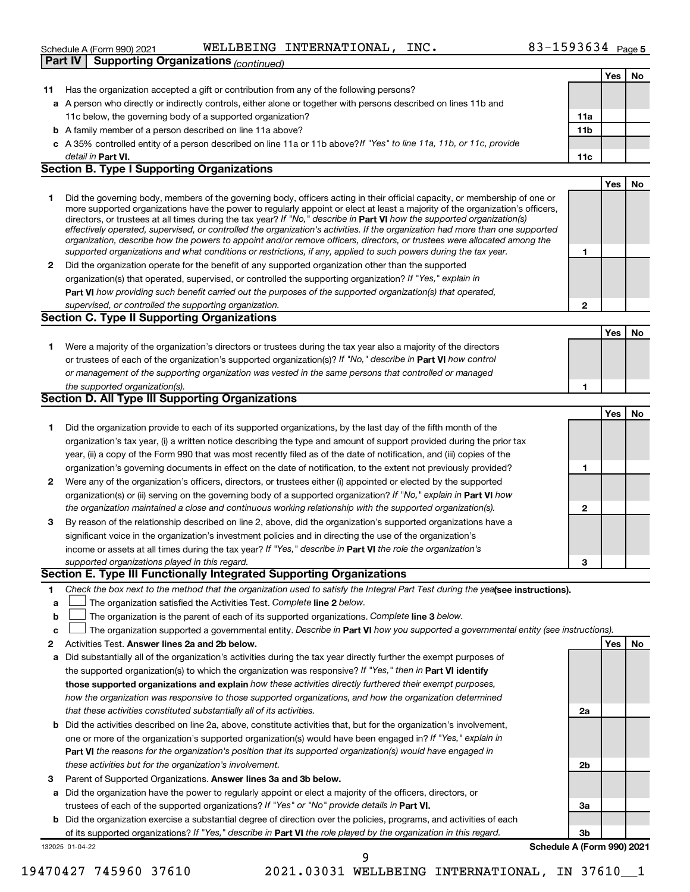Schedule A (Form 990) 2021 WELLBEING INTERNATIONAL, INC. 83-1593634 Page 5

## Part IV Supporting Organizations *(continued)*

| | | | Yes | No |
|---|---|---|---|---|
| **11** | Has the organization accepted a gift or contribution from any of the following persons? | | | |
| **a** | A person who directly or indirectly controls, either alone or together with persons described on lines 11b and 11c below, the governing body of a supported organization? | **11a** | | |
| **b** | A family member of a person described on line 11a above? | **11b** | | |
| **c** | A 35% controlled entity of a person described on line 11a or 11b above? *If "Yes" to line 11a, 11b, or 11c, provide detail in* **Part VI.** | **11c** | | |

### Section B. Type I Supporting Organizations

| | | | Yes | No |
|---|---|---|---|---|
| **1** | Did the governing body, members of the governing body, officers acting in their official capacity, or membership of one or more supported organizations have the power to regularly appoint or elect at least a majority of the organization's officers, directors, or trustees at all times during the tax year? *If "No," describe in* **Part VI** *how the supported organization(s) effectively operated, supervised, or controlled the organization's activities. If the organization had more than one supported organization, describe how the powers to appoint and/or remove officers, directors, or trustees were allocated among the supported organizations and what conditions or restrictions, if any, applied to such powers during the tax year.* | **1** | | |
| **2** | Did the organization operate for the benefit of any supported organization other than the supported organization(s) that operated, supervised, or controlled the supporting organization? *If "Yes," explain in* **Part VI** *how providing such benefit carried out the purposes of the supported organization(s) that operated, supervised, or controlled the supporting organization.* | **2** | | |

### Section C. Type II Supporting Organizations

| | | | Yes | No |
|---|---|---|---|---|
| **1** | Were a majority of the organization's directors or trustees during the tax year also a majority of the directors or trustees of each of the organization's supported organization(s)? *If "No," describe in* **Part VI** *how control or management of the supporting organization was vested in the same persons that controlled or managed the supported organization(s).* | **1** | | |

### Section D. All Type III Supporting Organizations

| | | | Yes | No |
|---|---|---|---|---|
| **1** | Did the organization provide to each of its supported organizations, by the last day of the fifth month of the organization's tax year, (i) a written notice describing the type and amount of support provided during the prior tax year, (ii) a copy of the Form 990 that was most recently filed as of the date of notification, and (iii) copies of the organization's governing documents in effect on the date of notification, to the extent not previously provided? | **1** | | |
| **2** | Were any of the organization's officers, directors, or trustees either (i) appointed or elected by the supported organization(s) or (ii) serving on the governing body of a supported organization? *If "No," explain in* **Part VI** *how the organization maintained a close and continuous working relationship with the supported organization(s).* | **2** | | |
| **3** | By reason of the relationship described on line 2, above, did the organization's supported organizations have a significant voice in the organization's investment policies and in directing the use of the organization's income or assets at all times during the tax year? *If "Yes," describe in* **Part VI** *the role the organization's supported organizations played in this regard.* | **3** | | |

### Section E. Type III Functionally Integrated Supporting Organizations

**1** *Check the box next to the method that the organization used to satisfy the Integral Part Test during the year* **(see instructions).**

- **a** ☐ The organization satisfied the Activities Test. *Complete* **line 2** *below.*
- **b** ☐ The organization is the parent of each of its supported organizations. *Complete* **line 3** *below.*
- **c** ☐ The organization supported a governmental entity. *Describe in* **Part VI** *how you supported a governmental entity (see instructions).*

| | | | Yes | No |
|---|---|---|---|---|
| **2** | Activities Test. **Answer lines 2a and 2b below.** | | | |
| **a** | Did substantially all of the organization's activities during the tax year directly further the exempt purposes of the supported organization(s) to which the organization was responsive? *If "Yes," then in* **Part VI identify those supported organizations and explain** *how these activities directly furthered their exempt purposes, how the organization was responsive to those supported organizations, and how the organization determined that these activities constituted substantially all of its activities.* | **2a** | | |
| **b** | Did the activities described on line 2a, above, constitute activities that, but for the organization's involvement, one or more of the organization's supported organization(s) would have been engaged in? *If "Yes," explain in* **Part VI** *the reasons for the organization's position that its supported organization(s) would have engaged in these activities but for the organization's involvement.* | **2b** | | |
| **3** | Parent of Supported Organizations. **Answer lines 3a and 3b below.** | | | |
| **a** | Did the organization have the power to regularly appoint or elect a majority of the officers, directors, or trustees of each of the supported organizations? *If "Yes" or "No" provide details in* **Part VI.** | **3a** | | |
| **b** | Did the organization exercise a substantial degree of direction over the policies, programs, and activities of each of its supported organizations? *If "Yes," describe in* **Part VI** *the role played by the organization in this regard.* | **3b** | | |

132025 01-04-22 **Schedule A (Form 990) 2021**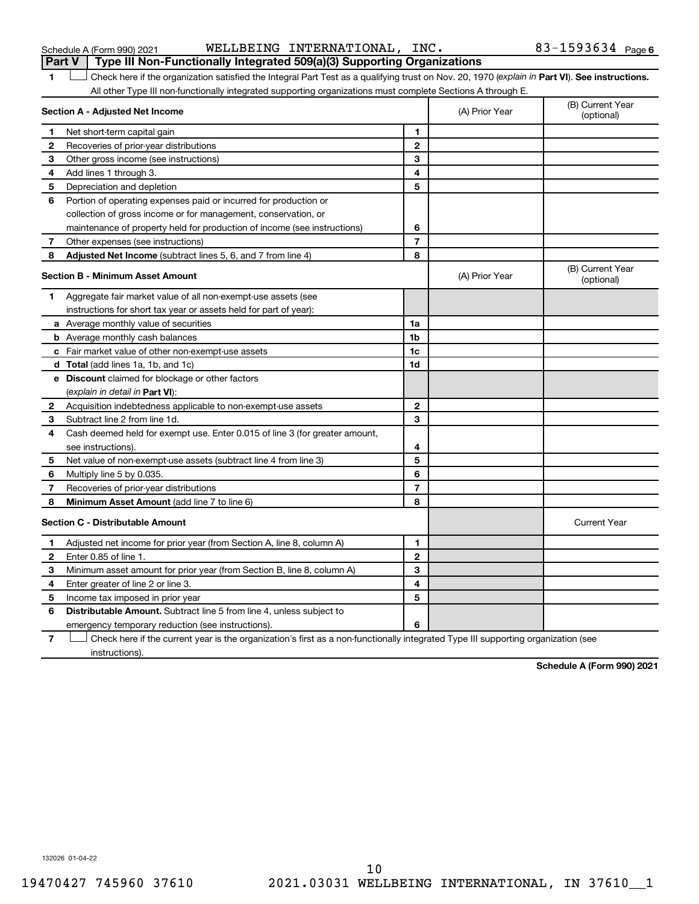Schedule A (Form 990) 2021 WELLBEING INTERNATIONAL, INC. 83-1593634 Page 6

## Part V Type III Non-Functionally Integrated 509(a)(3) Supporting Organizations

1 ☐ Check here if the organization satisfied the Integral Part Test as a qualifying trust on Nov. 20, 1970 (*explain in* **Part VI**). **See instructions.** All other Type III non-functionally integrated supporting organizations must complete Sections A through E.

| **Section A - Adjusted Net Income** | | | (A) Prior Year | (B) Current Year (optional) |
|---|---|---|---|---|
| 1 | Net short-term capital gain | 1 | | |
| 2 | Recoveries of prior-year distributions | 2 | | |
| 3 | Other gross income (see instructions) | 3 | | |
| 4 | Add lines 1 through 3. | 4 | | |
| 5 | Depreciation and depletion | 5 | | |
| 6 | Portion of operating expenses paid or incurred for production or collection of gross income or for management, conservation, or maintenance of property held for production of income (see instructions) | 6 | | |
| 7 | Other expenses (see instructions) | 7 | | |
| 8 | **Adjusted Net Income** (subtract lines 5, 6, and 7 from line 4) | 8 | | |

| **Section B - Minimum Asset Amount** | | | (A) Prior Year | (B) Current Year (optional) |
|---|---|---|---|---|
| 1 | Aggregate fair market value of all non-exempt-use assets (see instructions for short tax year or assets held for part of year): | | | |
| a | Average monthly value of securities | 1a | | |
| b | Average monthly cash balances | 1b | | |
| c | Fair market value of other non-exempt-use assets | 1c | | |
| d | **Total** (add lines 1a, 1b, and 1c) | 1d | | |
| e | **Discount** claimed for blockage or other factors (*explain in detail in* **Part VI**): | | | |
| 2 | Acquisition indebtedness applicable to non-exempt-use assets | 2 | | |
| 3 | Subtract line 2 from line 1d. | 3 | | |
| 4 | Cash deemed held for exempt use. Enter 0.015 of line 3 (for greater amount, see instructions). | 4 | | |
| 5 | Net value of non-exempt-use assets (subtract line 4 from line 3) | 5 | | |
| 6 | Multiply line 5 by 0.035. | 6 | | |
| 7 | Recoveries of prior-year distributions | 7 | | |
| 8 | **Minimum Asset Amount** (add line 7 to line 6) | 8 | | |

| **Section C - Distributable Amount** | | | | Current Year |
|---|---|---|---|---|
| 1 | Adjusted net income for prior year (from Section A, line 8, column A) | 1 | | |
| 2 | Enter 0.85 of line 1. | 2 | | |
| 3 | Minimum asset amount for prior year (from Section B, line 8, column A) | 3 | | |
| 4 | Enter greater of line 2 or line 3. | 4 | | |
| 5 | Income tax imposed in prior year | 5 | | |
| 6 | **Distributable Amount.** Subtract line 5 from line 4, unless subject to emergency temporary reduction (see instructions). | 6 | | |

7 ☐ Check here if the current year is the organization's first as a non-functionally integrated Type III supporting organization (see instructions).

**Schedule A (Form 990) 2021**

132026 01-04-22

19470427 745960 37610 2021.03031 WELLBEING INTERNATIONAL, IN 37610__1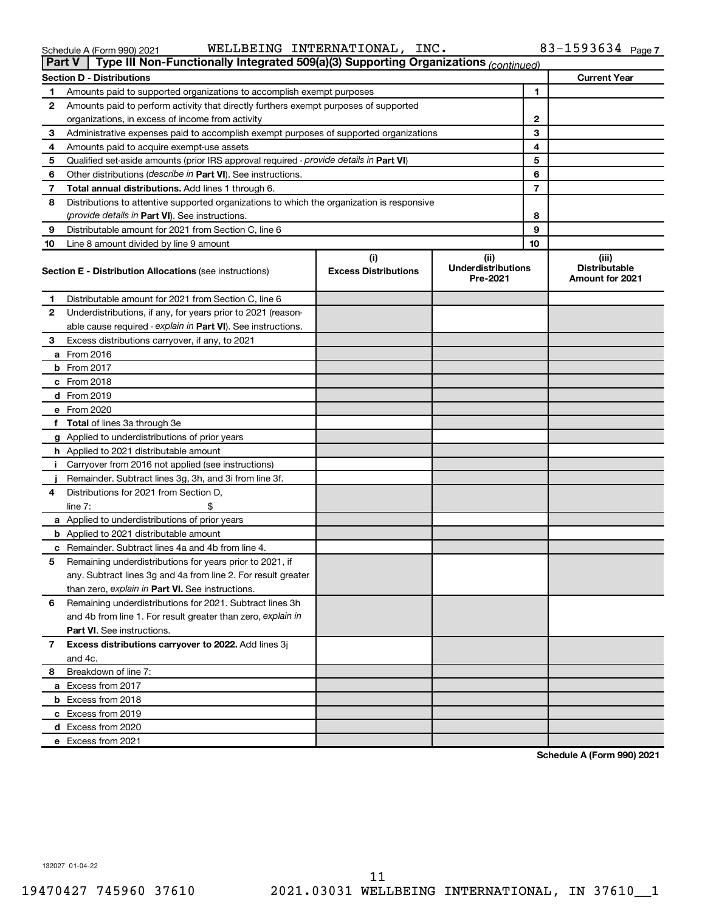Schedule A (Form 990) 2021 WELLBEING INTERNATIONAL, INC. 83-1593634 Page 7

## Part V Type III Non-Functionally Integrated 509(a)(3) Supporting Organizations *(continued)*

| Section D - Distributions | | | Current Year |
|---|---|---|---|
| 1 | Amounts paid to supported organizations to accomplish exempt purposes | 1 | |
| 2 | Amounts paid to perform activity that directly furthers exempt purposes of supported organizations, in excess of income from activity | 2 | |
| 3 | Administrative expenses paid to accomplish exempt purposes of supported organizations | 3 | |
| 4 | Amounts paid to acquire exempt-use assets | 4 | |
| 5 | Qualified set-aside amounts (prior IRS approval required - *provide details in* **Part VI**) | 5 | |
| 6 | Other distributions (*describe in* **Part VI**). See instructions. | 6 | |
| 7 | **Total annual distributions.** Add lines 1 through 6. | 7 | |
| 8 | Distributions to attentive supported organizations to which the organization is responsive (*provide details in* **Part VI**). See instructions. | 8 | |
| 9 | Distributable amount for 2021 from Section C, line 6 | 9 | |
| 10 | Line 8 amount divided by line 9 amount | 10 | |

| | **Section E - Distribution Allocations** (see instructions) | (i) Excess Distributions | (ii) Underdistributions Pre-2021 | (iii) Distributable Amount for 2021 |
|---|---|---|---|---|
| 1 | Distributable amount for 2021 from Section C, line 6 | | | |
| 2 | Underdistributions, if any, for years prior to 2021 (reasonable cause required - *explain in* **Part VI**). See instructions. | | | |
| 3 | Excess distributions carryover, if any, to 2021 | | | |
| a | From 2016 | | | |
| b | From 2017 | | | |
| c | From 2018 | | | |
| d | From 2019 | | | |
| e | From 2020 | | | |
| f | **Total** of lines 3a through 3e | | | |
| g | Applied to underdistributions of prior years | | | |
| h | Applied to 2021 distributable amount | | | |
| i | Carryover from 2016 not applied (see instructions) | | | |
| j | Remainder. Subtract lines 3g, 3h, and 3i from line 3f. | | | |
| 4 | Distributions for 2021 from Section D, line 7: $ | | | |
| a | Applied to underdistributions of prior years | | | |
| b | Applied to 2021 distributable amount | | | |
| c | Remainder. Subtract lines 4a and 4b from line 4. | | | |
| 5 | Remaining underdistributions for years prior to 2021, if any. Subtract lines 3g and 4a from line 2. For result greater than zero, *explain in* **Part VI.** See instructions. | | | |
| 6 | Remaining underdistributions for 2021. Subtract lines 3h and 4b from line 1. For result greater than zero, *explain in* **Part VI**. See instructions. | | | |
| 7 | **Excess distributions carryover to 2022.** Add lines 3j and 4c. | | | |
| 8 | Breakdown of line 7: | | | |
| a | Excess from 2017 | | | |
| b | Excess from 2018 | | | |
| c | Excess from 2019 | | | |
| d | Excess from 2020 | | | |
| e | Excess from 2021 | | | |

**Schedule A (Form 990) 2021**

132027 01-04-22

19470427 745960 37610 2021.03031 WELLBEING INTERNATIONAL, IN 37610__1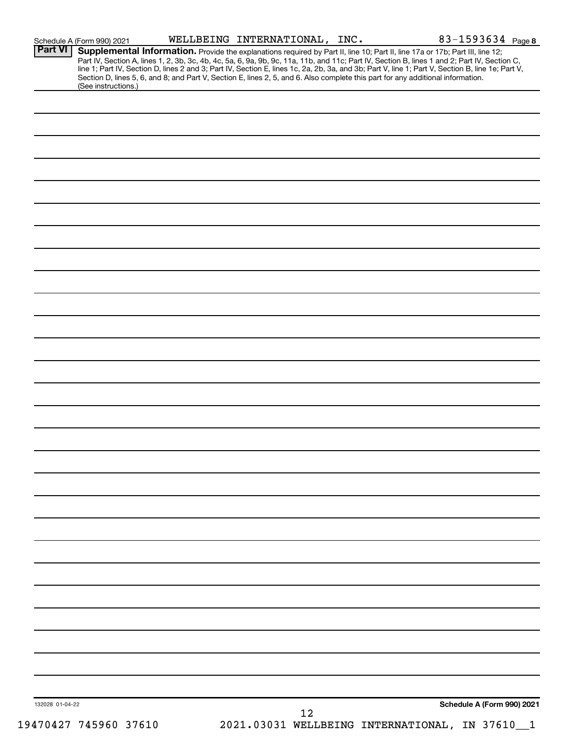Schedule A (Form 990) 2021 WELLBEING INTERNATIONAL, INC. 83-1593634 Page 8

**Part VI** **Supplemental Information.** Provide the explanations required by Part II, line 10; Part II, line 17a or 17b; Part III, line 12; Part IV, Section A, lines 1, 2, 3b, 3c, 4b, 4c, 5a, 6, 9a, 9b, 9c, 11a, 11b, and 11c; Part IV, Section B, lines 1 and 2; Part IV, Section C, line 1; Part IV, Section D, lines 2 and 3; Part IV, Section E, lines 1c, 2a, 2b, 3a, and 3b; Part V, line 1; Part V, Section B, line 1e; Part V, Section D, lines 5, 6, and 8; and Part V, Section E, lines 2, 5, and 6. Also complete this part for any additional information. (See instructions.)

132028 01-04-22

**Schedule A (Form 990) 2021**

19470427 745960 37610 2021.03031 WELLBEING INTERNATIONAL, IN 37610__1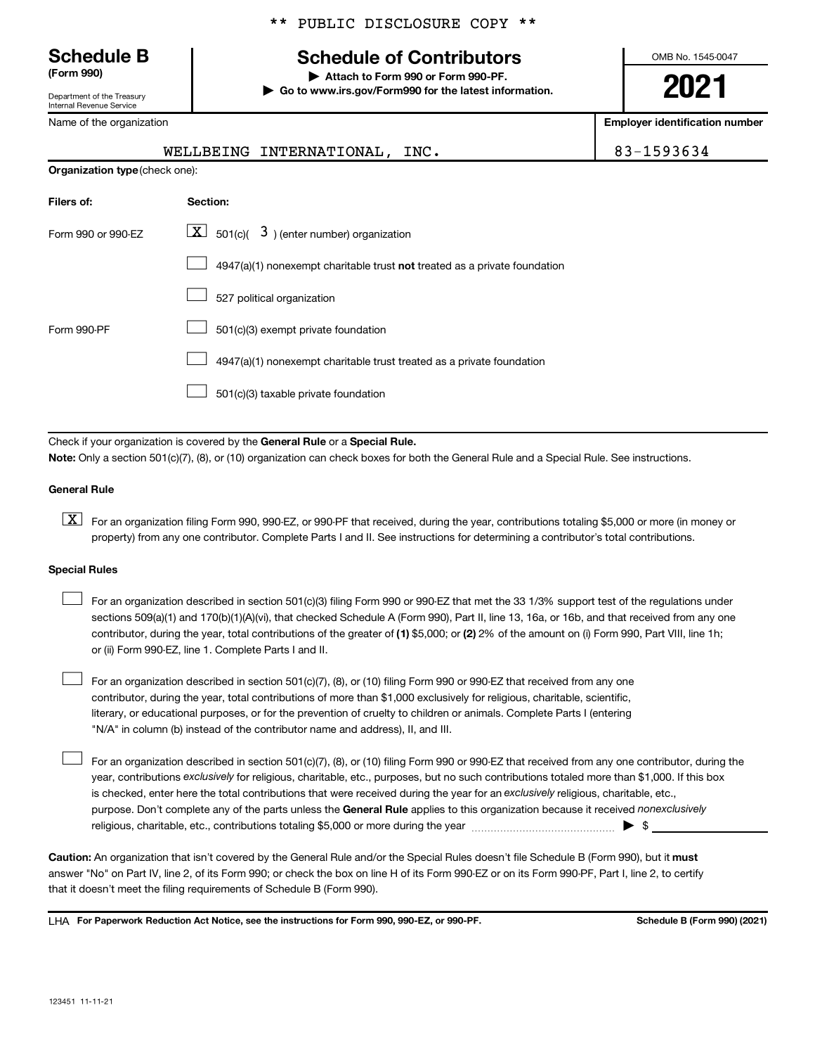** PUBLIC DISCLOSURE COPY **

# Schedule B
**(Form 990)**

Department of the Treasury
Internal Revenue Service

## Schedule of Contributors

▶ **Attach to Form 990 or Form 990-PF.**
▶ **Go to www.irs.gov/Form990 for the latest information.**

OMB No. 1545-0047

**2021**

| Name of the organization | Employer identification number |
|---|---|
| WELLBEING INTERNATIONAL, INC. | 83-1593634 |

**Organization type** (check one):

| Filers of: | Section: |
|---|---|
| Form 990 or 990-EZ | [X] 501(c)( 3 ) (enter number) organization |
| | [ ] 4947(a)(1) nonexempt charitable trust **not** treated as a private foundation |
| | [ ] 527 political organization |
| Form 990-PF | [ ] 501(c)(3) exempt private foundation |
| | [ ] 4947(a)(1) nonexempt charitable trust treated as a private foundation |
| | [ ] 501(c)(3) taxable private foundation |

Check if your organization is covered by the **General Rule** or a **Special Rule.**

**Note:** Only a section 501(c)(7), (8), or (10) organization can check boxes for both the General Rule and a Special Rule. See instructions.

**General Rule**

[X] For an organization filing Form 990, 990-EZ, or 990-PF that received, during the year, contributions totaling $5,000 or more (in money or property) from any one contributor. Complete Parts I and II. See instructions for determining a contributor's total contributions.

**Special Rules**

[ ] For an organization described in section 501(c)(3) filing Form 990 or 990-EZ that met the 33 1/3% support test of the regulations under sections 509(a)(1) and 170(b)(1)(A)(vi), that checked Schedule A (Form 990), Part II, line 13, 16a, or 16b, and that received from any one contributor, during the year, total contributions of the greater of **(1)** $5,000; or **(2)** 2% of the amount on (i) Form 990, Part VIII, line 1h; or (ii) Form 990-EZ, line 1. Complete Parts I and II.

[ ] For an organization described in section 501(c)(7), (8), or (10) filing Form 990 or 990-EZ that received from any one contributor, during the year, total contributions of more than $1,000 exclusively for religious, charitable, scientific, literary, or educational purposes, or for the prevention of cruelty to children or animals. Complete Parts I (entering "N/A" in column (b) instead of the contributor name and address), II, and III.

[ ] For an organization described in section 501(c)(7), (8), or (10) filing Form 990 or 990-EZ that received from any one contributor, during the year, contributions *exclusively* for religious, charitable, etc., purposes, but no such contributions totaled more than $1,000. If this box is checked, enter here the total contributions that were received during the year for an *exclusively* religious, charitable, etc., purpose. Don't complete any of the parts unless the **General Rule** applies to this organization because it received *nonexclusively* religious, charitable, etc., contributions totaling $5,000 or more during the year ▶ $ ______

**Caution:** An organization that isn't covered by the General Rule and/or the Special Rules doesn't file Schedule B (Form 990), but it **must** answer "No" on Part IV, line 2, of its Form 990; or check the box on line H of its Form 990-EZ or on its Form 990-PF, Part I, line 2, to certify that it doesn't meet the filing requirements of Schedule B (Form 990).

LHA **For Paperwork Reduction Act Notice, see the instructions for Form 990, 990-EZ, or 990-PF.** **Schedule B (Form 990) (2021)**

123451 11-11-21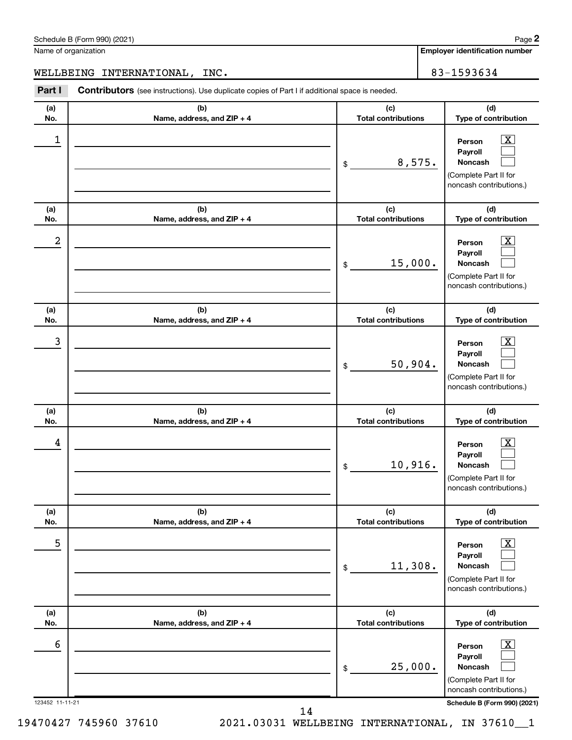Schedule B (Form 990) (2021) Page **2**

Name of organization: WELLBEING INTERNATIONAL, INC.

**Employer identification number:** 83-1593634

**Part I** **Contributors** (see instructions). Use duplicate copies of Part I if additional space is needed.

| (a) No. | (b) Name, address, and ZIP + 4 | (c) Total contributions | (d) Type of contribution |
|---|---|---|---|
| 1 | | $ 8,575. | Person [X] Payroll [ ] Noncash [ ] (Complete Part II for noncash contributions.) |
| 2 | | $ 15,000. | Person [X] Payroll [ ] Noncash [ ] (Complete Part II for noncash contributions.) |
| 3 | | $ 50,904. | Person [X] Payroll [ ] Noncash [ ] (Complete Part II for noncash contributions.) |
| 4 | | $ 10,916. | Person [X] Payroll [ ] Noncash [ ] (Complete Part II for noncash contributions.) |
| 5 | | $ 11,308. | Person [X] Payroll [ ] Noncash [ ] (Complete Part II for noncash contributions.) |
| 6 | | $ 25,000. | Person [X] Payroll [ ] Noncash [ ] (Complete Part II for noncash contributions.) |

123452 11-11-21 **Schedule B (Form 990) (2021)**

19470427 745960 37610 2021.03031 WELLBEING INTERNATIONAL, IN 37610__1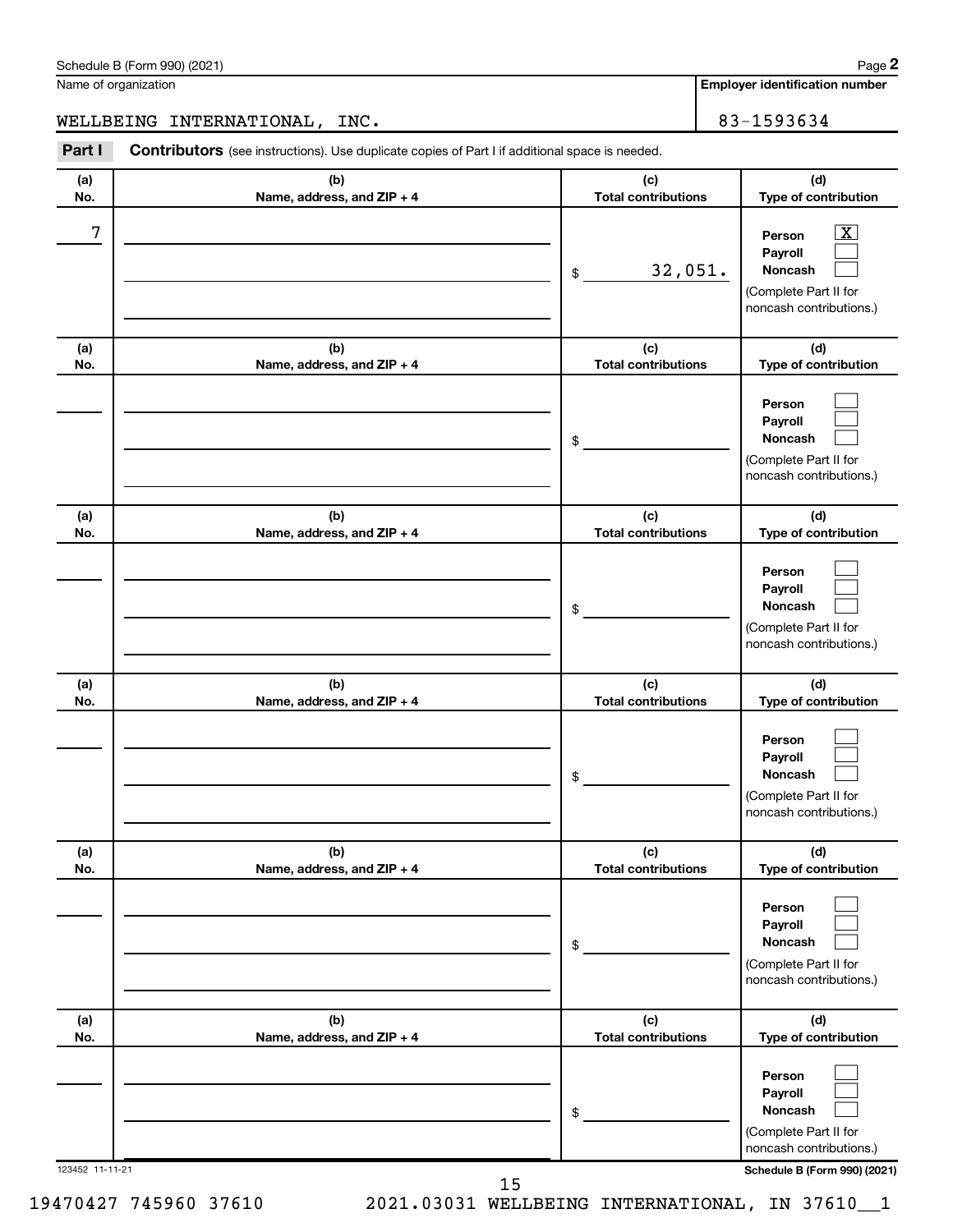Schedule B (Form 990) (2021) Page **2**

Name of organization: WELLBEING INTERNATIONAL, INC.

**Employer identification number:** 83-1593634

**Part I** **Contributors** (see instructions). Use duplicate copies of Part I if additional space is needed.

| (a) No. | (b) Name, address, and ZIP + 4 | (c) Total contributions | (d) Type of contribution |
|---|---|---|---|
| 7 | | $ 32,051. | Person [X] Payroll [ ] Noncash [ ] (Complete Part II for noncash contributions.) |
| | | $ | Person [ ] Payroll [ ] Noncash [ ] (Complete Part II for noncash contributions.) |
| | | $ | Person [ ] Payroll [ ] Noncash [ ] (Complete Part II for noncash contributions.) |
| | | $ | Person [ ] Payroll [ ] Noncash [ ] (Complete Part II for noncash contributions.) |
| | | $ | Person [ ] Payroll [ ] Noncash [ ] (Complete Part II for noncash contributions.) |
| | | $ | Person [ ] Payroll [ ] Noncash [ ] (Complete Part II for noncash contributions.) |

123452 11-11-21 **Schedule B (Form 990) (2021)**

19470427 745960 37610 2021.03031 WELLBEING INTERNATIONAL, IN 37610__1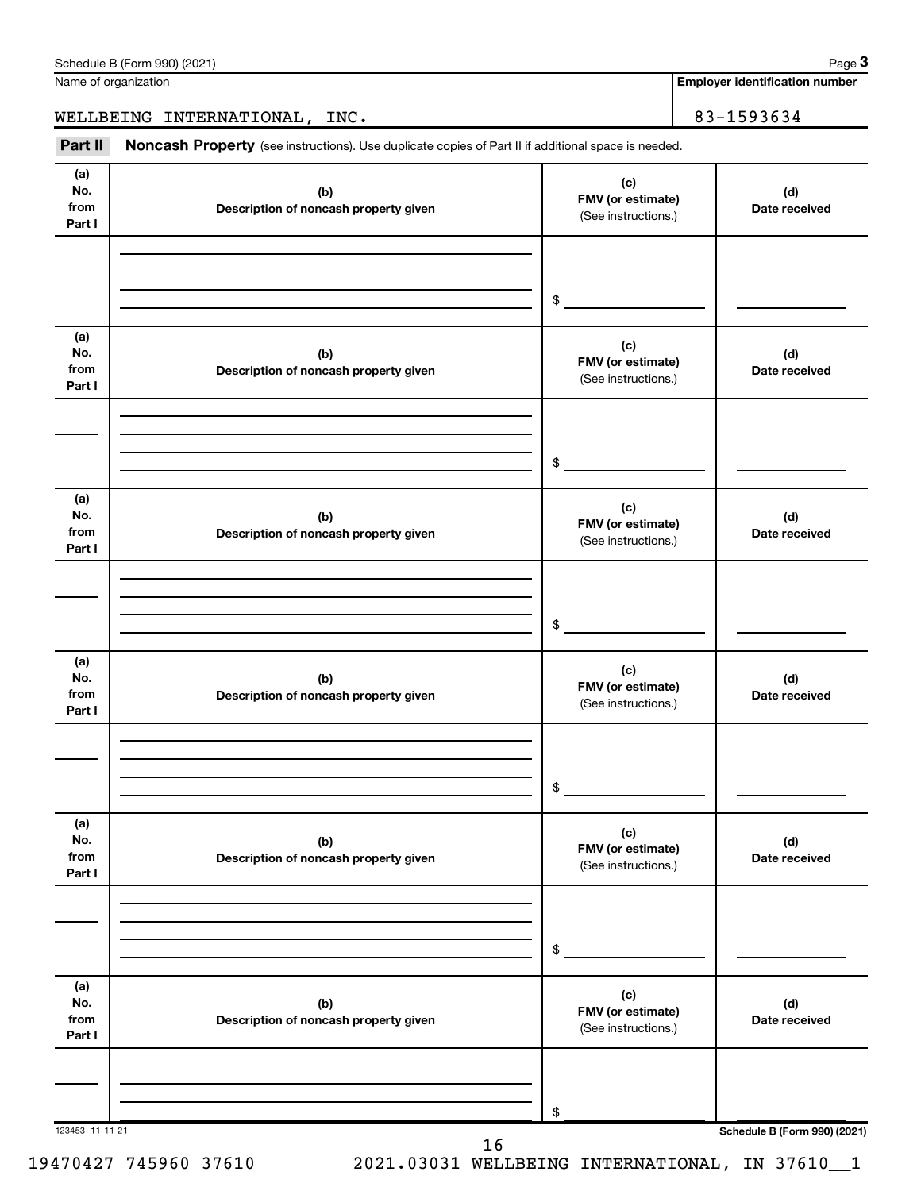Name of organization

WELLBEING INTERNATIONAL, INC.

**Employer identification number**

83-1593634

**Part II** **Noncash Property** (see instructions). Use duplicate copies of Part II if additional space is needed.

| (a) No. from Part I | (b) Description of noncash property given | (c) FMV (or estimate) (See instructions.) | (d) Date received |
|---|---|---|---|
| | | $ | |

| (a) No. from Part I | (b) Description of noncash property given | (c) FMV (or estimate) (See instructions.) | (d) Date received |
|---|---|---|---|
| | | $ | |

| (a) No. from Part I | (b) Description of noncash property given | (c) FMV (or estimate) (See instructions.) | (d) Date received |
|---|---|---|---|
| | | $ | |

| (a) No. from Part I | (b) Description of noncash property given | (c) FMV (or estimate) (See instructions.) | (d) Date received |
|---|---|---|---|
| | | $ | |

| (a) No. from Part I | (b) Description of noncash property given | (c) FMV (or estimate) (See instructions.) | (d) Date received |
|---|---|---|---|
| | | $ | |

| (a) No. from Part I | (b) Description of noncash property given | (c) FMV (or estimate) (See instructions.) | (d) Date received |
|---|---|---|---|
| | | $ | |

123453 11-11-21

19470427 745960 37610 2021.03031 WELLBEING INTERNATIONAL, IN 37610__1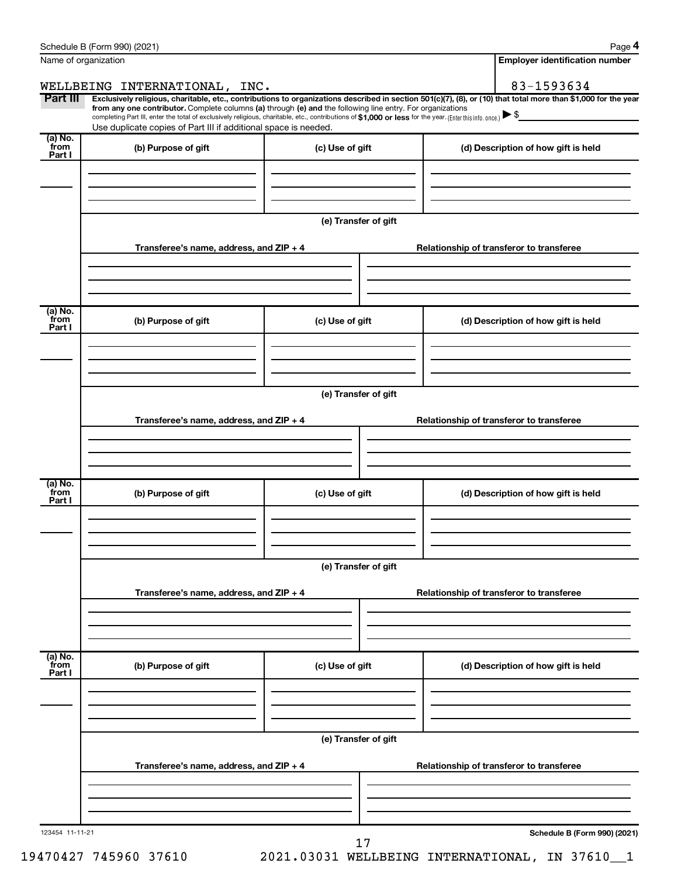Schedule B (Form 990) (2021) Page **4**

| Name of organization | Employer identification number |
| --- | --- |
| WELLBEING INTERNATIONAL, INC. | 83-1593634 |

**Part III** **Exclusively religious, charitable, etc., contributions to organizations described in section 501(c)(7), (8), or (10) that total more than $1,000 for the year from any one contributor.** Complete columns **(a)** through **(e) and** the following line entry. For organizations completing Part III, enter the total of exclusively religious, charitable, etc., contributions of **$1,000 or less** for the year. (Enter this info. once.) ▶ $

Use duplicate copies of Part III if additional space is needed.

| (a) No. from Part I | (b) Purpose of gift | (c) Use of gift | (d) Description of how gift is held |
| --- | --- | --- | --- |
| | | | |

**(e) Transfer of gift**

| Transferee's name, address, and ZIP + 4 | Relationship of transferor to transferee |
| --- | --- |
| | |

| (a) No. from Part I | (b) Purpose of gift | (c) Use of gift | (d) Description of how gift is held |
| --- | --- | --- | --- |
| | | | |

**(e) Transfer of gift**

| Transferee's name, address, and ZIP + 4 | Relationship of transferor to transferee |
| --- | --- |
| | |

| (a) No. from Part I | (b) Purpose of gift | (c) Use of gift | (d) Description of how gift is held |
| --- | --- | --- | --- |
| | | | |

**(e) Transfer of gift**

| Transferee's name, address, and ZIP + 4 | Relationship of transferor to transferee |
| --- | --- |
| | |

| (a) No. from Part I | (b) Purpose of gift | (c) Use of gift | (d) Description of how gift is held |
| --- | --- | --- | --- |
| | | | |

**(e) Transfer of gift**

| Transferee's name, address, and ZIP + 4 | Relationship of transferor to transferee |
| --- | --- |
| | |

123454 11-11-21 **Schedule B (Form 990) (2021)**

19470427 745960 37610 2021.03031 WELLBEING INTERNATIONAL, IN 37610__1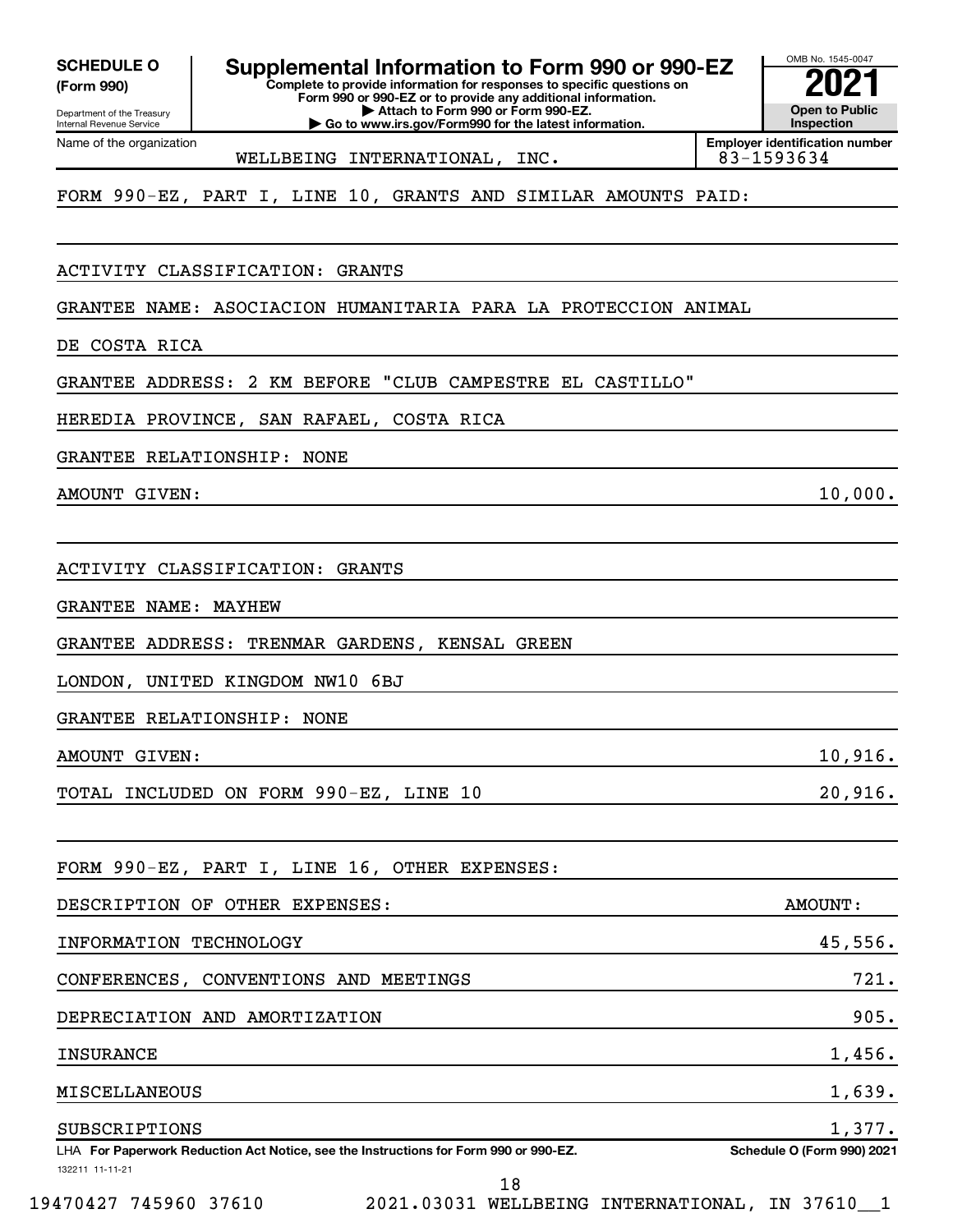**SCHEDULE O (Form 990)**

Department of the Treasury
Internal Revenue Service

# Supplemental Information to Form 990 or 990-EZ

**Complete to provide information for responses to specific questions on Form 990 or 990-EZ or to provide any additional information.**
**▶ Attach to Form 990 or Form 990-EZ.**
**▶ Go to www.irs.gov/Form990 for the latest information.**

OMB No. 1545-0047

**2021**

**Open to Public Inspection**

Name of the organization: WELLBEING INTERNATIONAL, INC.

**Employer identification number:** 83-1593634

FORM 990-EZ, PART I, LINE 10, GRANTS AND SIMILAR AMOUNTS PAID:

ACTIVITY CLASSIFICATION: GRANTS

GRANTEE NAME: ASOCIACION HUMANITARIA PARA LA PROTECCION ANIMAL DE COSTA RICA

GRANTEE ADDRESS: 2 KM BEFORE "CLUB CAMPESTRE EL CASTILLO" HEREDIA PROVINCE, SAN RAFAEL, COSTA RICA

GRANTEE RELATIONSHIP: NONE

AMOUNT GIVEN: 10,000.

ACTIVITY CLASSIFICATION: GRANTS

GRANTEE NAME: MAYHEW

GRANTEE ADDRESS: TRENMAR GARDENS, KENSAL GREEN LONDON, UNITED KINGDOM NW10 6BJ

GRANTEE RELATIONSHIP: NONE

AMOUNT GIVEN: 10,916.

TOTAL INCLUDED ON FORM 990-EZ, LINE 10: 20,916.

FORM 990-EZ, PART I, LINE 16, OTHER EXPENSES:

| DESCRIPTION OF OTHER EXPENSES: | AMOUNT: |
|---|---|
| INFORMATION TECHNOLOGY | 45,556. |
| CONFERENCES, CONVENTIONS AND MEETINGS | 721. |
| DEPRECIATION AND AMORTIZATION | 905. |
| INSURANCE | 1,456. |
| MISCELLANEOUS | 1,639. |
| SUBSCRIPTIONS | 1,377. |

LHA **For Paperwork Reduction Act Notice, see the Instructions for Form 990 or 990-EZ.** **Schedule O (Form 990) 2021**

132211 11-11-21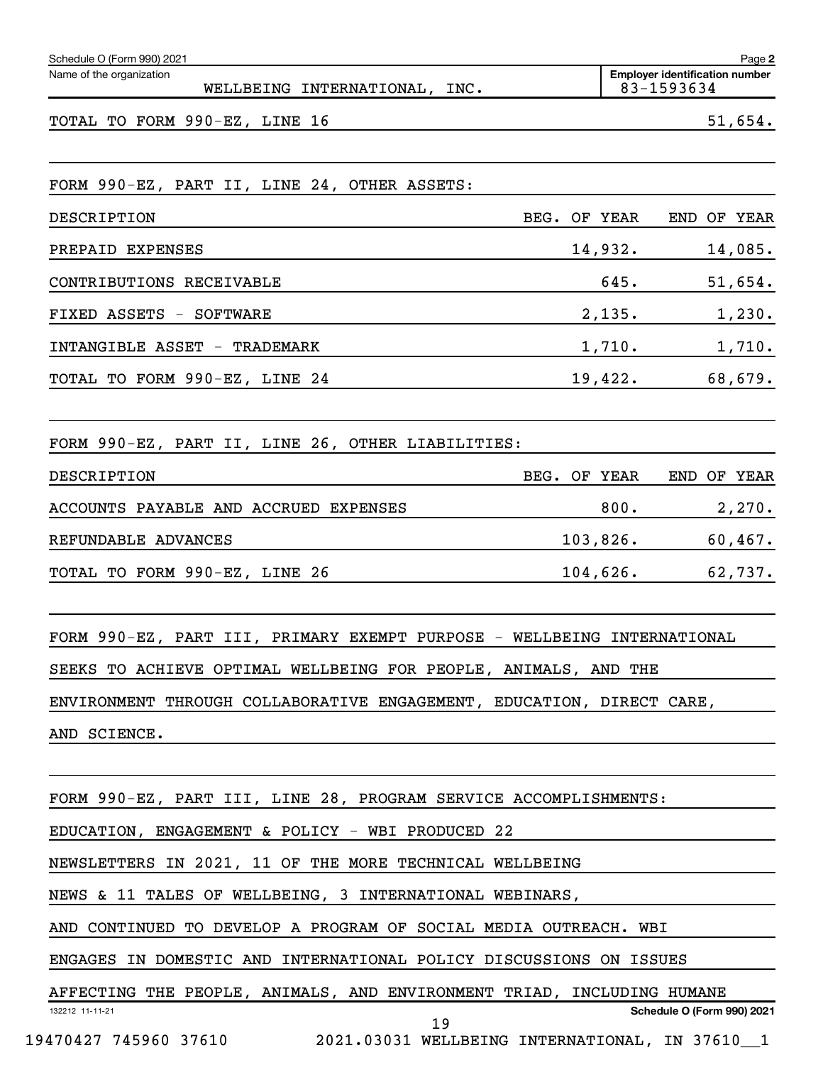Schedule O (Form 990) 2021

Name of the organization: WELLBEING INTERNATIONAL, INC.

Employer identification number: 83-1593634

TOTAL TO FORM 990-EZ, LINE 16 51,654.

FORM 990-EZ, PART II, LINE 24, OTHER ASSETS:

| DESCRIPTION | BEG. OF YEAR | END OF YEAR |
|---|---|---|
| PREPAID EXPENSES | 14,932. | 14,085. |
| CONTRIBUTIONS RECEIVABLE | 645. | 51,654. |
| FIXED ASSETS - SOFTWARE | 2,135. | 1,230. |
| INTANGIBLE ASSET - TRADEMARK | 1,710. | 1,710. |
| TOTAL TO FORM 990-EZ, LINE 24 | 19,422. | 68,679. |

FORM 990-EZ, PART II, LINE 26, OTHER LIABILITIES:

| DESCRIPTION | BEG. OF YEAR | END OF YEAR |
|---|---|---|
| ACCOUNTS PAYABLE AND ACCRUED EXPENSES | 800. | 2,270. |
| REFUNDABLE ADVANCES | 103,826. | 60,467. |
| TOTAL TO FORM 990-EZ, LINE 26 | 104,626. | 62,737. |

FORM 990-EZ, PART III, PRIMARY EXEMPT PURPOSE - WELLBEING INTERNATIONAL SEEKS TO ACHIEVE OPTIMAL WELLBEING FOR PEOPLE, ANIMALS, AND THE ENVIRONMENT THROUGH COLLABORATIVE ENGAGEMENT, EDUCATION, DIRECT CARE, AND SCIENCE.

FORM 990-EZ, PART III, LINE 28, PROGRAM SERVICE ACCOMPLISHMENTS:

EDUCATION, ENGAGEMENT & POLICY - WBI PRODUCED 22 NEWSLETTERS IN 2021, 11 OF THE MORE TECHNICAL WELLBEING NEWS & 11 TALES OF WELLBEING, 3 INTERNATIONAL WEBINARS, AND CONTINUED TO DEVELOP A PROGRAM OF SOCIAL MEDIA OUTREACH. WBI ENGAGES IN DOMESTIC AND INTERNATIONAL POLICY DISCUSSIONS ON ISSUES AFFECTING THE PEOPLE, ANIMALS, AND ENVIRONMENT TRIAD, INCLUDING HUMANE

Schedule O (Form 990) 2021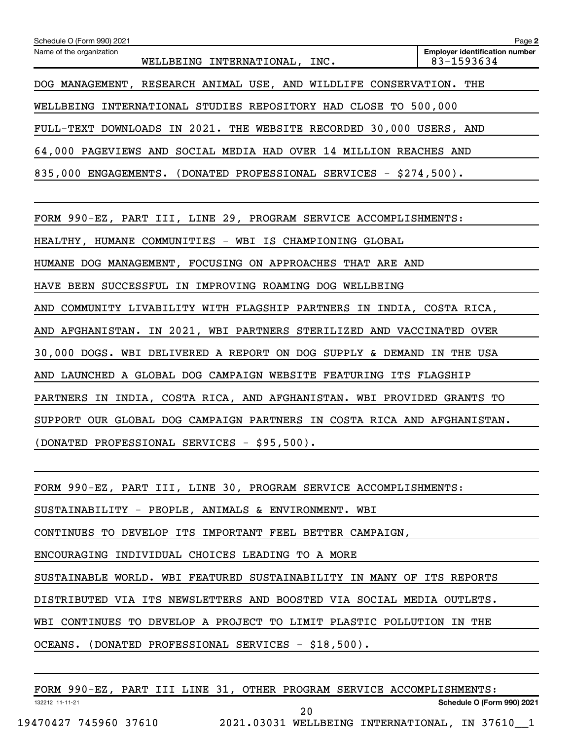Schedule O (Form 990) 2021

Name of the organization: WELLBEING INTERNATIONAL, INC.

Employer identification number: 83-1593634

DOG MANAGEMENT, RESEARCH ANIMAL USE, AND WILDLIFE CONSERVATION. THE WELLBEING INTERNATIONAL STUDIES REPOSITORY HAD CLOSE TO 500,000 FULL-TEXT DOWNLOADS IN 2021. THE WEBSITE RECORDED 30,000 USERS, AND 64,000 PAGEVIEWS AND SOCIAL MEDIA HAD OVER 14 MILLION REACHES AND 835,000 ENGAGEMENTS. (DONATED PROFESSIONAL SERVICES - $274,500).

FORM 990-EZ, PART III, LINE 29, PROGRAM SERVICE ACCOMPLISHMENTS: HEALTHY, HUMANE COMMUNITIES - WBI IS CHAMPIONING GLOBAL HUMANE DOG MANAGEMENT, FOCUSING ON APPROACHES THAT ARE AND HAVE BEEN SUCCESSFUL IN IMPROVING ROAMING DOG WELLBEING AND COMMUNITY LIVABILITY WITH FLAGSHIP PARTNERS IN INDIA, COSTA RICA, AND AFGHANISTAN. IN 2021, WBI PARTNERS STERILIZED AND VACCINATED OVER 30,000 DOGS. WBI DELIVERED A REPORT ON DOG SUPPLY & DEMAND IN THE USA AND LAUNCHED A GLOBAL DOG CAMPAIGN WEBSITE FEATURING ITS FLAGSHIP PARTNERS IN INDIA, COSTA RICA, AND AFGHANISTAN. WBI PROVIDED GRANTS TO SUPPORT OUR GLOBAL DOG CAMPAIGN PARTNERS IN COSTA RICA AND AFGHANISTAN. (DONATED PROFESSIONAL SERVICES - $95,500).

FORM 990-EZ, PART III, LINE 30, PROGRAM SERVICE ACCOMPLISHMENTS: SUSTAINABILITY - PEOPLE, ANIMALS & ENVIRONMENT. WBI CONTINUES TO DEVELOP ITS IMPORTANT FEEL BETTER CAMPAIGN, ENCOURAGING INDIVIDUAL CHOICES LEADING TO A MORE SUSTAINABLE WORLD. WBI FEATURED SUSTAINABILITY IN MANY OF ITS REPORTS DISTRIBUTED VIA ITS NEWSLETTERS AND BOOSTED VIA SOCIAL MEDIA OUTLETS. WBI CONTINUES TO DEVELOP A PROJECT TO LIMIT PLASTIC POLLUTION IN THE OCEANS. (DONATED PROFESSIONAL SERVICES - $18,500).

FORM 990-EZ, PART III LINE 31, OTHER PROGRAM SERVICE ACCOMPLISHMENTS: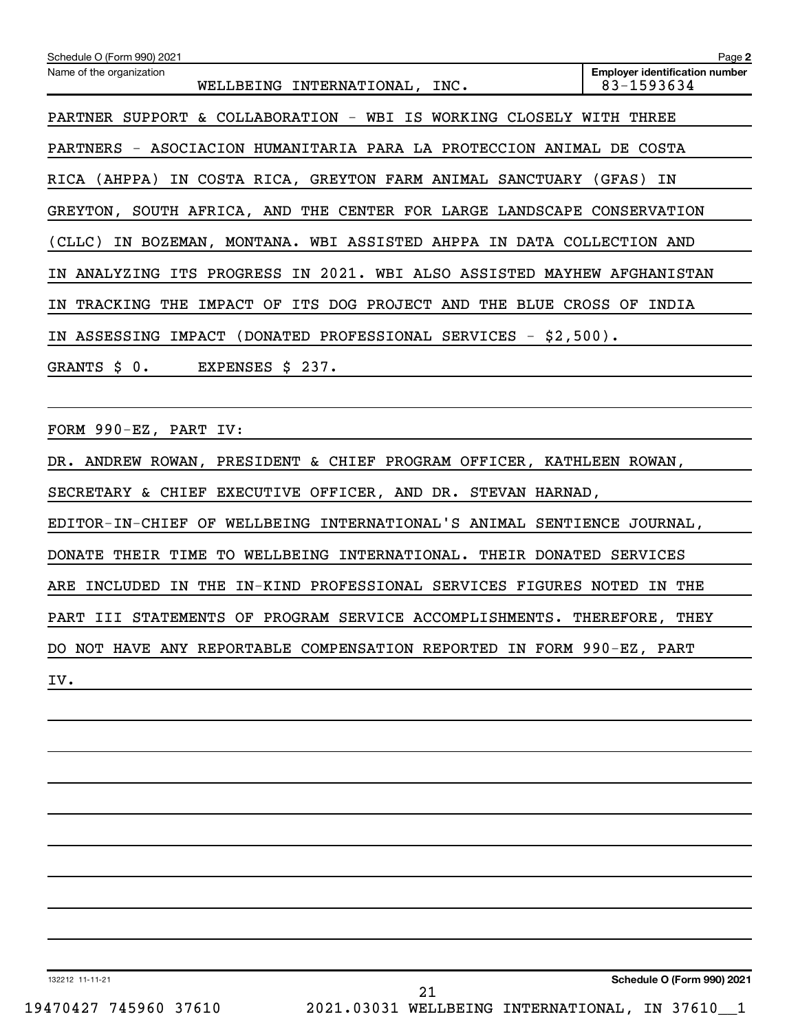Schedule O (Form 990) 2021 Page **2**

Name of the organization: WELLBEING INTERNATIONAL, INC.

**Employer identification number** 83-1593634

PARTNER SUPPORT & COLLABORATION - WBI IS WORKING CLOSELY WITH THREE PARTNERS - ASOCIACION HUMANITARIA PARA LA PROTECCION ANIMAL DE COSTA RICA (AHPPA) IN COSTA RICA, GREYTON FARM ANIMAL SANCTUARY (GFAS) IN GREYTON, SOUTH AFRICA, AND THE CENTER FOR LARGE LANDSCAPE CONSERVATION (CLLC) IN BOZEMAN, MONTANA. WBI ASSISTED AHPPA IN DATA COLLECTION AND IN ANALYZING ITS PROGRESS IN 2021. WBI ALSO ASSISTED MAYHEW AFGHANISTAN IN TRACKING THE IMPACT OF ITS DOG PROJECT AND THE BLUE CROSS OF INDIA IN ASSESSING IMPACT (DONATED PROFESSIONAL SERVICES - $2,500).

GRANTS $ 0.     EXPENSES $ 237.

FORM 990-EZ, PART IV:

DR. ANDREW ROWAN, PRESIDENT & CHIEF PROGRAM OFFICER, KATHLEEN ROWAN, SECRETARY & CHIEF EXECUTIVE OFFICER, AND DR. STEVAN HARNAD, EDITOR-IN-CHIEF OF WELLBEING INTERNATIONAL'S ANIMAL SENTIENCE JOURNAL, DONATE THEIR TIME TO WELLBEING INTERNATIONAL. THEIR DONATED SERVICES ARE INCLUDED IN THE IN-KIND PROFESSIONAL SERVICES FIGURES NOTED IN THE PART III STATEMENTS OF PROGRAM SERVICE ACCOMPLISHMENTS. THEREFORE, THEY DO NOT HAVE ANY REPORTABLE COMPENSATION REPORTED IN FORM 990-EZ, PART IV.

132212 11-11-21 **Schedule O (Form 990) 2021**

19470427 745960 37610 2021.03031 WELLBEING INTERNATIONAL, IN 37610__1